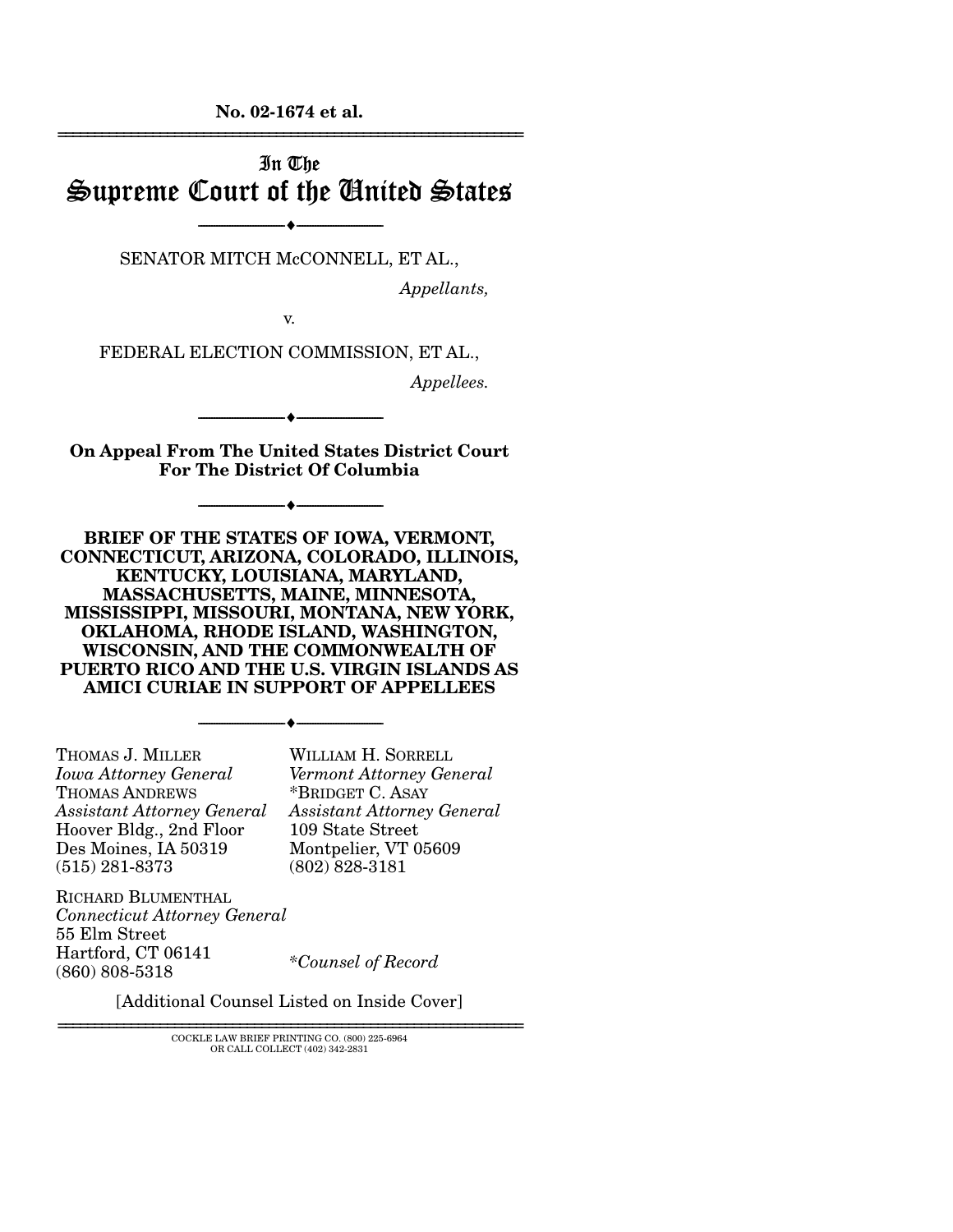**No. 02-1674 et al.**

# In The Supreme Court of the United States

SENATOR MITCH McCONNELL, ET AL.,

*Appellants,*

v.

FEDERAL ELECTION COMMISSION, ET AL.,

*Appellees.*

**On Appeal From The United States District Court For The District Of Columbia**

**BRIEF OF THE STATES OF IOWA, VERMONT, CONNECTICUT, ARIZONA, COLORADO, ILLINOIS, KENTUCKY, LOUISIANA, MARYLAND, MASSACHUSETTS, MAINE, MINNESOTA, MISSISSIPPI, MISSOURI, MONTANA, NEW YORK, OKLAHOMA, RHODE ISLAND, WASHINGTON, WISCONSIN, AND THE COMMONWEALTH OF PUERTO RICO AND THE U.S. VIRGIN ISLANDS AS AMICI CURIAE IN SUPPORT OF APPELLEES**

THOMAS J. MILLER
*Iowa Attorney General*
THOMAS ANDREWS
*Assistant Attorney General*
Hoover Bldg., 2nd Floor
Des Moines, IA 50319
(515) 281-8373

WILLIAM H. SORRELL
*Vermont Attorney General*
*BRIDGET C. ASAY
*Assistant Attorney General*
109 State Street
Montpelier, VT 05609
(802) 828-3181

RICHARD BLUMENTHAL
*Connecticut Attorney General*
55 Elm Street
Hartford, CT 06141
(860) 808-5318

*\*Counsel of Record*

[Additional Counsel Listed on Inside Cover]

COCKLE LAW BRIEF PRINTING CO. (800) 225-6964
OR CALL COLLECT (402) 342-2831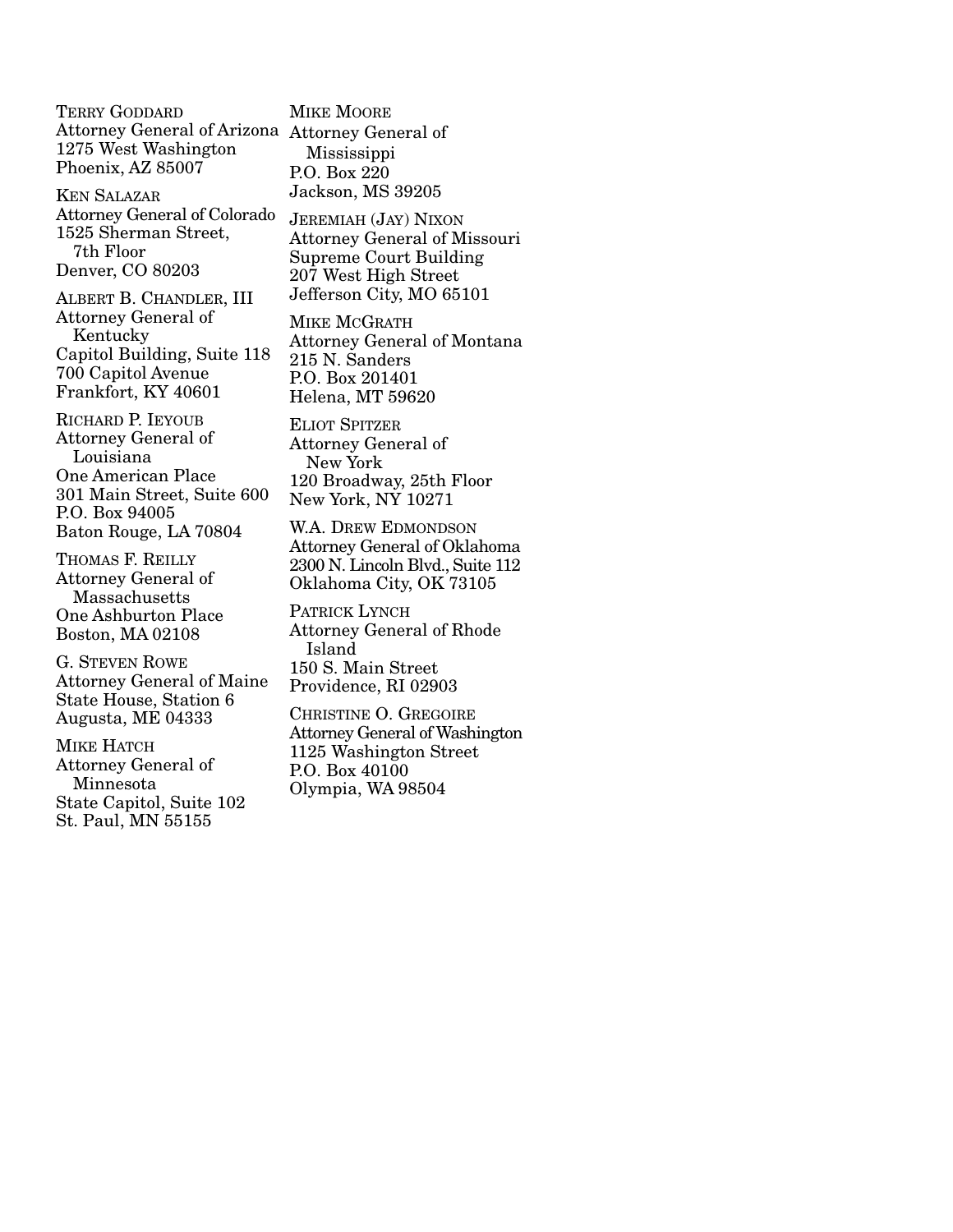TERRY GODDARD
Attorney General of Arizona
1275 West Washington
Phoenix, AZ 85007

KEN SALAZAR
Attorney General of Colorado
1525 Sherman Street, 7th Floor
Denver, CO 80203

ALBERT B. CHANDLER, III
Attorney General of Kentucky
Capitol Building, Suite 118
700 Capitol Avenue
Frankfort, KY 40601

RICHARD P. IEYOUB
Attorney General of Louisiana
One American Place
301 Main Street, Suite 600
P.O. Box 94005
Baton Rouge, LA 70804

THOMAS F. REILLY
Attorney General of Massachusetts
One Ashburton Place
Boston, MA 02108

G. STEVEN ROWE
Attorney General of Maine
State House, Station 6
Augusta, ME 04333

MIKE HATCH
Attorney General of Minnesota
State Capitol, Suite 102
St. Paul, MN 55155

MIKE MOORE
Attorney General of Mississippi
P.O. Box 220
Jackson, MS 39205

JEREMIAH (JAY) NIXON
Attorney General of Missouri
Supreme Court Building
207 West High Street
Jefferson City, MO 65101

MIKE MCGRATH
Attorney General of Montana
215 N. Sanders
P.O. Box 201401
Helena, MT 59620

ELIOT SPITZER
Attorney General of New York
120 Broadway, 25th Floor
New York, NY 10271

W.A. DREW EDMONDSON
Attorney General of Oklahoma
2300 N. Lincoln Blvd., Suite 112
Oklahoma City, OK 73105

PATRICK LYNCH
Attorney General of Rhode Island
150 S. Main Street
Providence, RI 02903

CHRISTINE O. GREGOIRE
Attorney General of Washington
1125 Washington Street
P.O. Box 40100
Olympia, WA 98504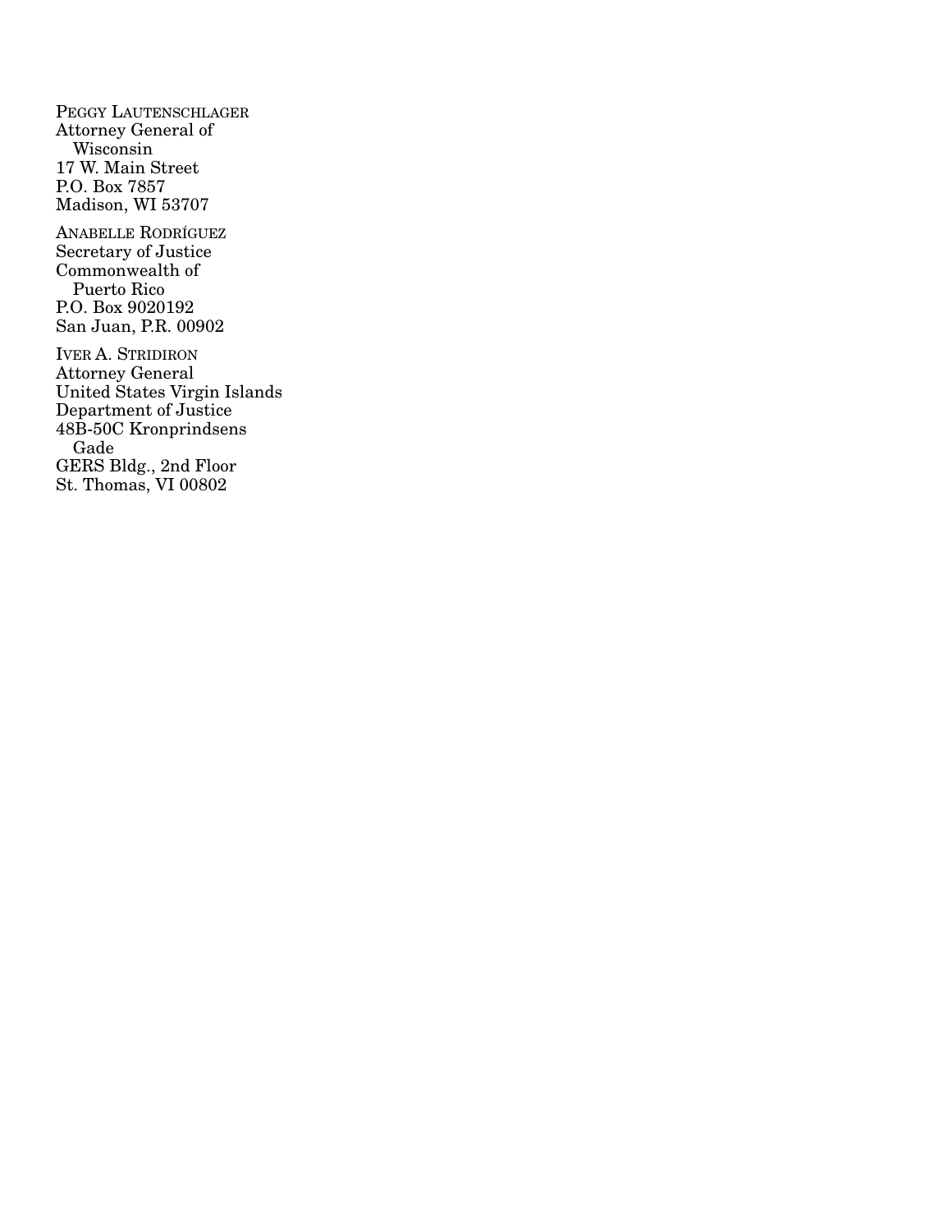PEGGY LAUTENSCHLAGER
Attorney General of
Wisconsin
17 W. Main Street
P.O. Box 7857
Madison, WI 53707

ANABELLE RODRÍGUEZ
Secretary of Justice
Commonwealth of
Puerto Rico
P.O. Box 9020192
San Juan, P.R. 00902

IVER A. STRIDIRON
Attorney General
United States Virgin Islands
Department of Justice
48B-50C Kronprindsens
Gade
GERS Bldg., 2nd Floor
St. Thomas, VI 00802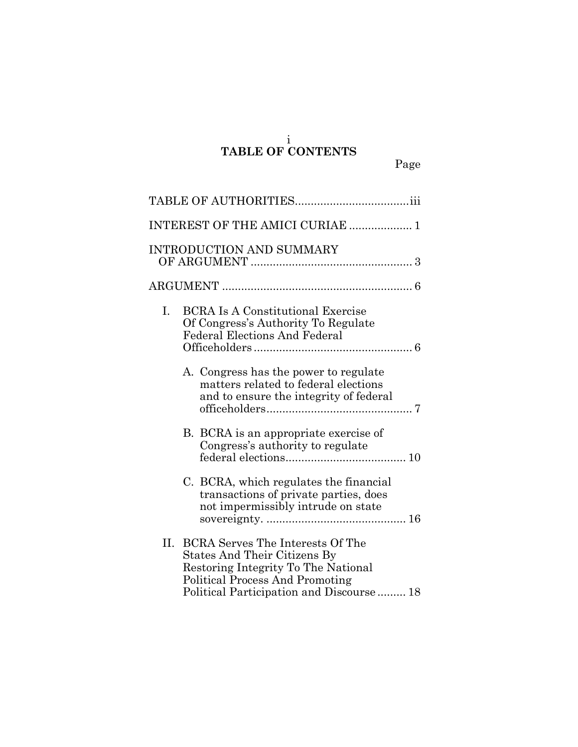# TABLE OF CONTENTS

Page

TABLE OF AUTHORITIES....................................iii

INTEREST OF THE AMICI CURIAE .................... 1

INTRODUCTION AND SUMMARY OF ARGUMENT ................................................... 3

ARGUMENT ............................................................ 6

I. BCRA Is A Constitutional Exercise Of Congress's Authority To Regulate Federal Elections And Federal Officeholders .................................................. 6

   A. Congress has the power to regulate matters related to federal elections and to ensure the integrity of federal officeholders.............................................. 7

   B. BCRA is an appropriate exercise of Congress's authority to regulate federal elections...................................... 10

   C. BCRA, which regulates the financial transactions of private parties, does not impermissibly intrude on state sovereignty. ............................................ 16

II. BCRA Serves The Interests Of The States And Their Citizens By Restoring Integrity To The National Political Process And Promoting Political Participation and Discourse ......... 18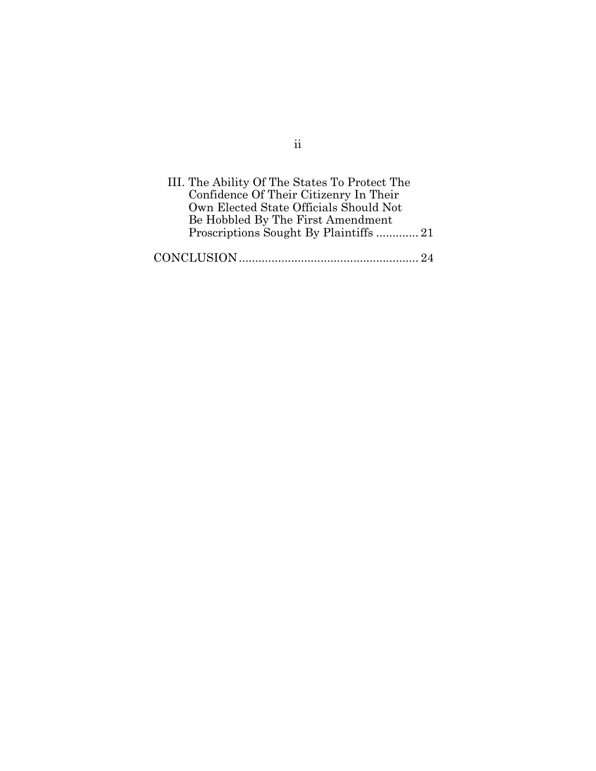III. The Ability Of The States To Protect The Confidence Of Their Citizenry In Their Own Elected State Officials Should Not Be Hobbled By The First Amendment Proscriptions Sought By Plaintiffs ............. 21

CONCLUSION ....................................................... 24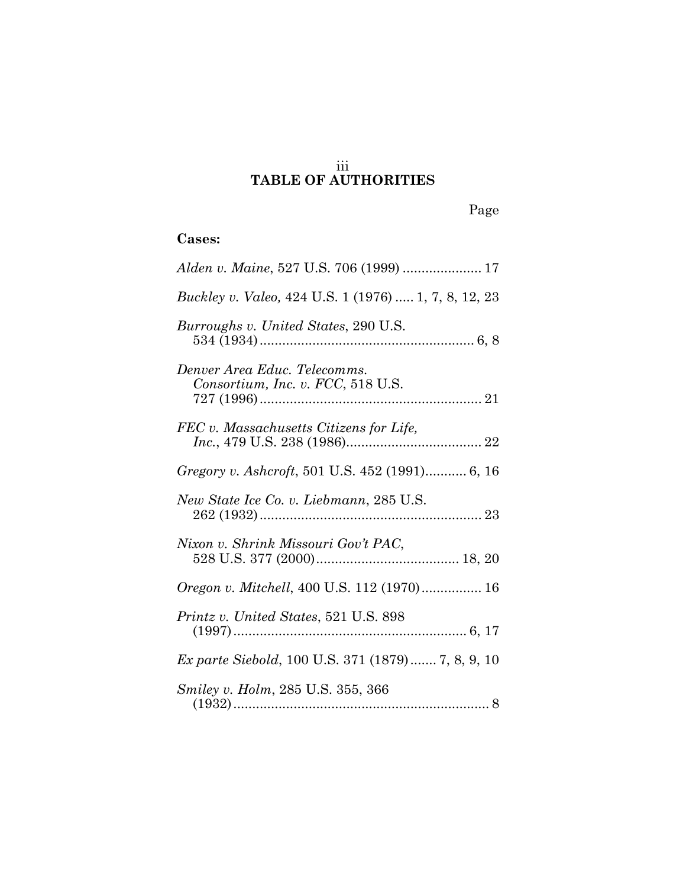# TABLE OF AUTHORITIES

Page

**Cases:**

*Alden v. Maine*, 527 U.S. 706 (1999) ..................... 17

*Buckley v. Valeo,* 424 U.S. 1 (1976) ..... 1, 7, 8, 12, 23

*Burroughs v. United States*, 290 U.S. 534 (1934) ......................................................... 6, 8

*Denver Area Educ. Telecomms. Consortium, Inc. v. FCC*, 518 U.S. 727 (1996) ........................................................... 21

*FEC v. Massachusetts Citizens for Life, Inc.*, 479 U.S. 238 (1986).................................... 22

*Gregory v. Ashcroft*, 501 U.S. 452 (1991)........... 6, 16

*New State Ice Co. v. Liebmann*, 285 U.S. 262 (1932) ........................................................... 23

*Nixon v. Shrink Missouri Gov't PAC*, 528 U.S. 377 (2000)...................................... 18, 20

*Oregon v. Mitchell*, 400 U.S. 112 (1970)................ 16

*Printz v. United States*, 521 U.S. 898 (1997) ............................................................. 6, 17

*Ex parte Siebold*, 100 U.S. 371 (1879)....... 7, 8, 9, 10

*Smiley v. Holm*, 285 U.S. 355, 366 (1932) ..................................................................... 8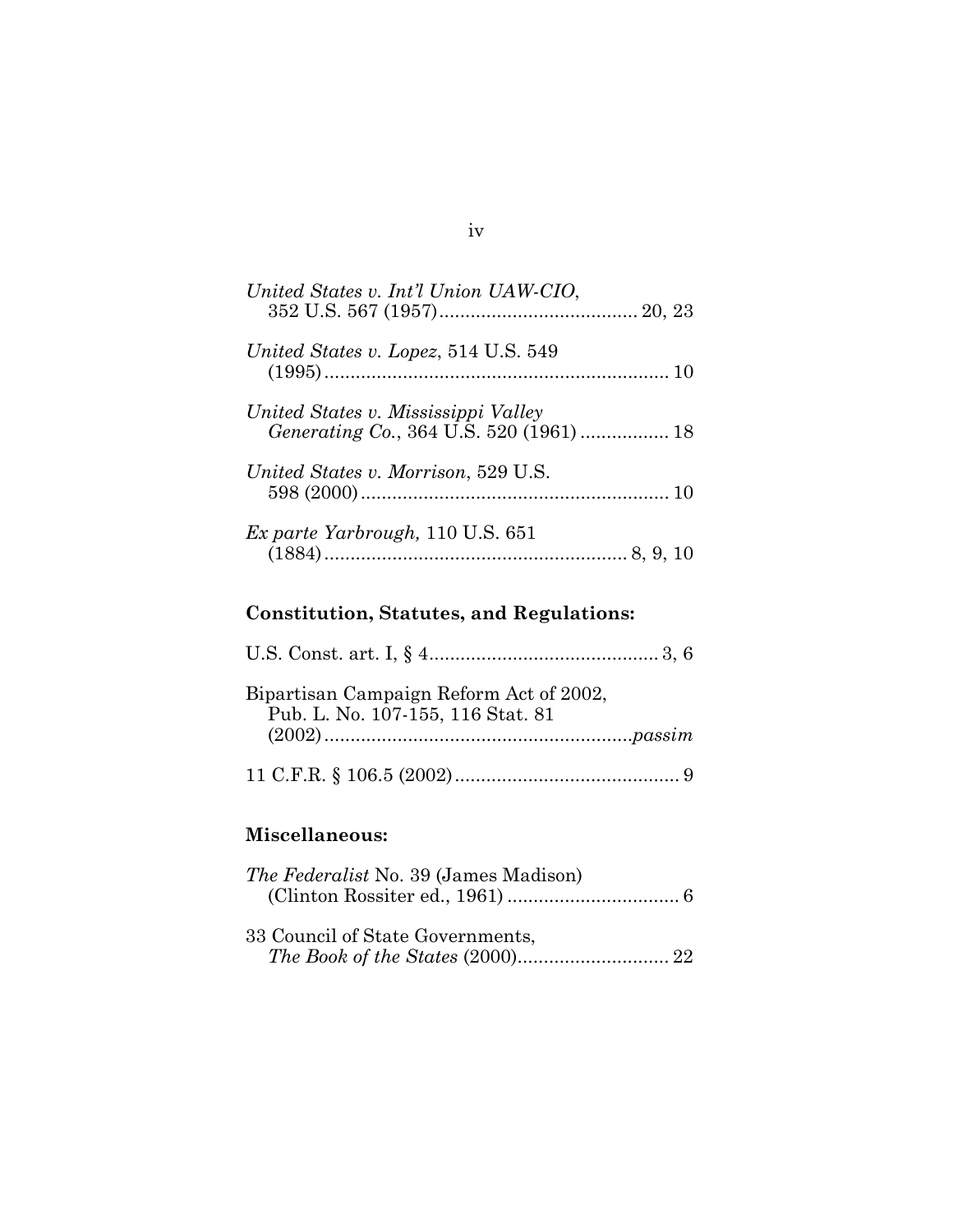*United States v. Int'l Union UAW-CIO*, 352 U.S. 567 (1957)...................................... 20, 23

*United States v. Lopez*, 514 U.S. 549 (1995)................................................................ 10

*United States v. Mississippi Valley Generating Co.*, 364 U.S. 520 (1961) ................. 18

*United States v. Morrison*, 529 U.S. 598 (2000)........................................................... 10

*Ex parte Yarbrough,* 110 U.S. 651 (1884)......................................................... 8, 9, 10

**Constitution, Statutes, and Regulations:**

U.S. Const. art. I, § 4............................................ 3, 6

Bipartisan Campaign Reform Act of 2002, Pub. L. No. 107-155, 116 Stat. 81 (2002)...........................................................*passim*

11 C.F.R. § 106.5 (2002)........................................... 9

**Miscellaneous:**

*The Federalist* No. 39 (James Madison) (Clinton Rossiter ed., 1961) ................................. 6

33 Council of State Governments, *The Book of the States* (2000)............................. 22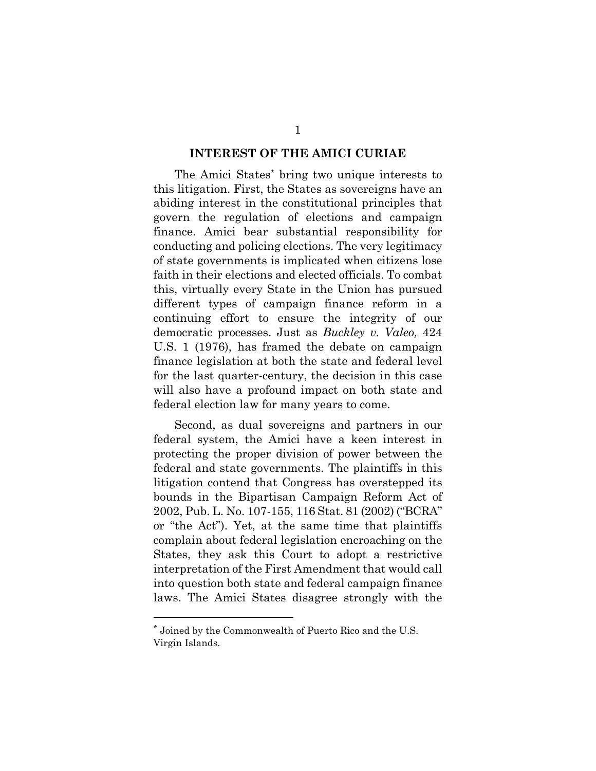## INTEREST OF THE AMICI CURIAE

The Amici States[*] bring two unique interests to this litigation. First, the States as sovereigns have an abiding interest in the constitutional principles that govern the regulation of elections and campaign finance. Amici bear substantial responsibility for conducting and policing elections. The very legitimacy of state governments is implicated when citizens lose faith in their elections and elected officials. To combat this, virtually every State in the Union has pursued different types of campaign finance reform in a continuing effort to ensure the integrity of our democratic processes. Just as *Buckley v. Valeo,* 424 U.S. 1 (1976), has framed the debate on campaign finance legislation at both the state and federal level for the last quarter-century, the decision in this case will also have a profound impact on both state and federal election law for many years to come.

Second, as dual sovereigns and partners in our federal system, the Amici have a keen interest in protecting the proper division of power between the federal and state governments. The plaintiffs in this litigation contend that Congress has overstepped its bounds in the Bipartisan Campaign Reform Act of 2002, Pub. L. No. 107-155, 116 Stat. 81 (2002) ("BCRA" or "the Act"). Yet, at the same time that plaintiffs complain about federal legislation encroaching on the States, they ask this Court to adopt a restrictive interpretation of the First Amendment that would call into question both state and federal campaign finance laws. The Amici States disagree strongly with the

---

[*] Joined by the Commonwealth of Puerto Rico and the U.S. Virgin Islands.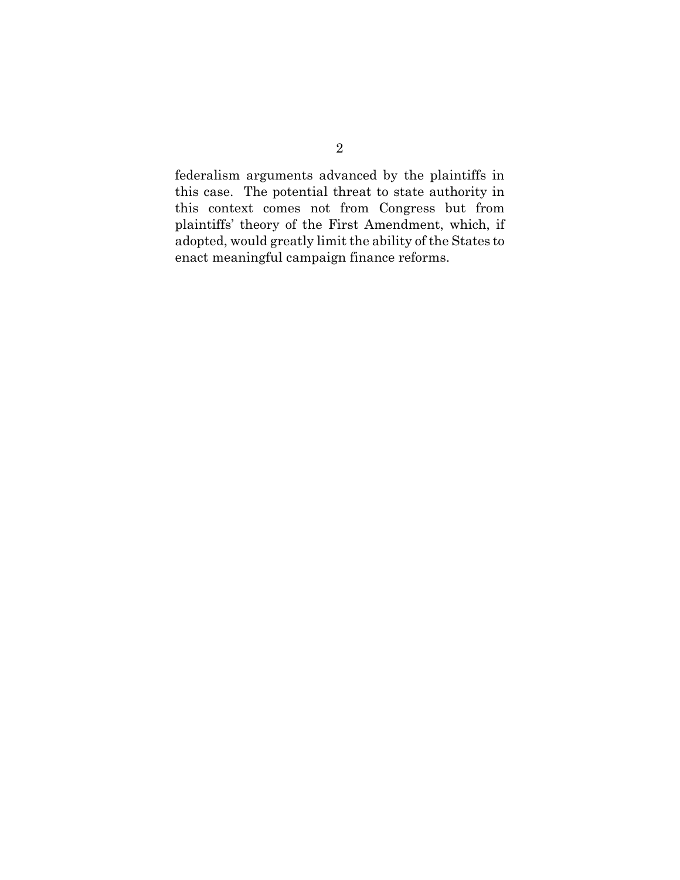federalism arguments advanced by the plaintiffs in this case. The potential threat to state authority in this context comes not from Congress but from plaintiffs' theory of the First Amendment, which, if adopted, would greatly limit the ability of the States to enact meaningful campaign finance reforms.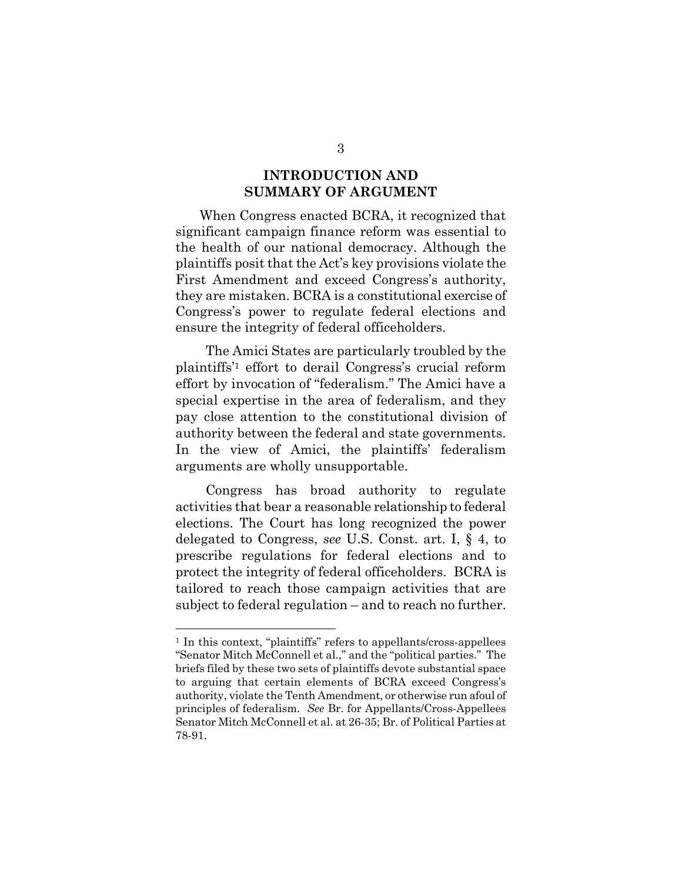## INTRODUCTION AND SUMMARY OF ARGUMENT

When Congress enacted BCRA, it recognized that significant campaign finance reform was essential to the health of our national democracy. Although the plaintiffs posit that the Act's key provisions violate the First Amendment and exceed Congress's authority, they are mistaken. BCRA is a constitutional exercise of Congress's power to regulate federal elections and ensure the integrity of federal officeholders.

The Amici States are particularly troubled by the plaintiffs'[1] effort to derail Congress's crucial reform effort by invocation of "federalism." The Amici have a special expertise in the area of federalism, and they pay close attention to the constitutional division of authority between the federal and state governments. In the view of Amici, the plaintiffs' federalism arguments are wholly unsupportable.

Congress has broad authority to regulate activities that bear a reasonable relationship to federal elections. The Court has long recognized the power delegated to Congress, *see* U.S. Const. art. I, § 4, to prescribe regulations for federal elections and to protect the integrity of federal officeholders. BCRA is tailored to reach those campaign activities that are subject to federal regulation – and to reach no further.

---

[1] In this context, "plaintiffs" refers to appellants/cross-appellees "Senator Mitch McConnell et al.," and the "political parties." The briefs filed by these two sets of plaintiffs devote substantial space to arguing that certain elements of BCRA exceed Congress's authority, violate the Tenth Amendment, or otherwise run afoul of principles of federalism. *See* Br. for Appellants/Cross-Appellees Senator Mitch McConnell et al. at 26-35; Br. of Political Parties at 78-91.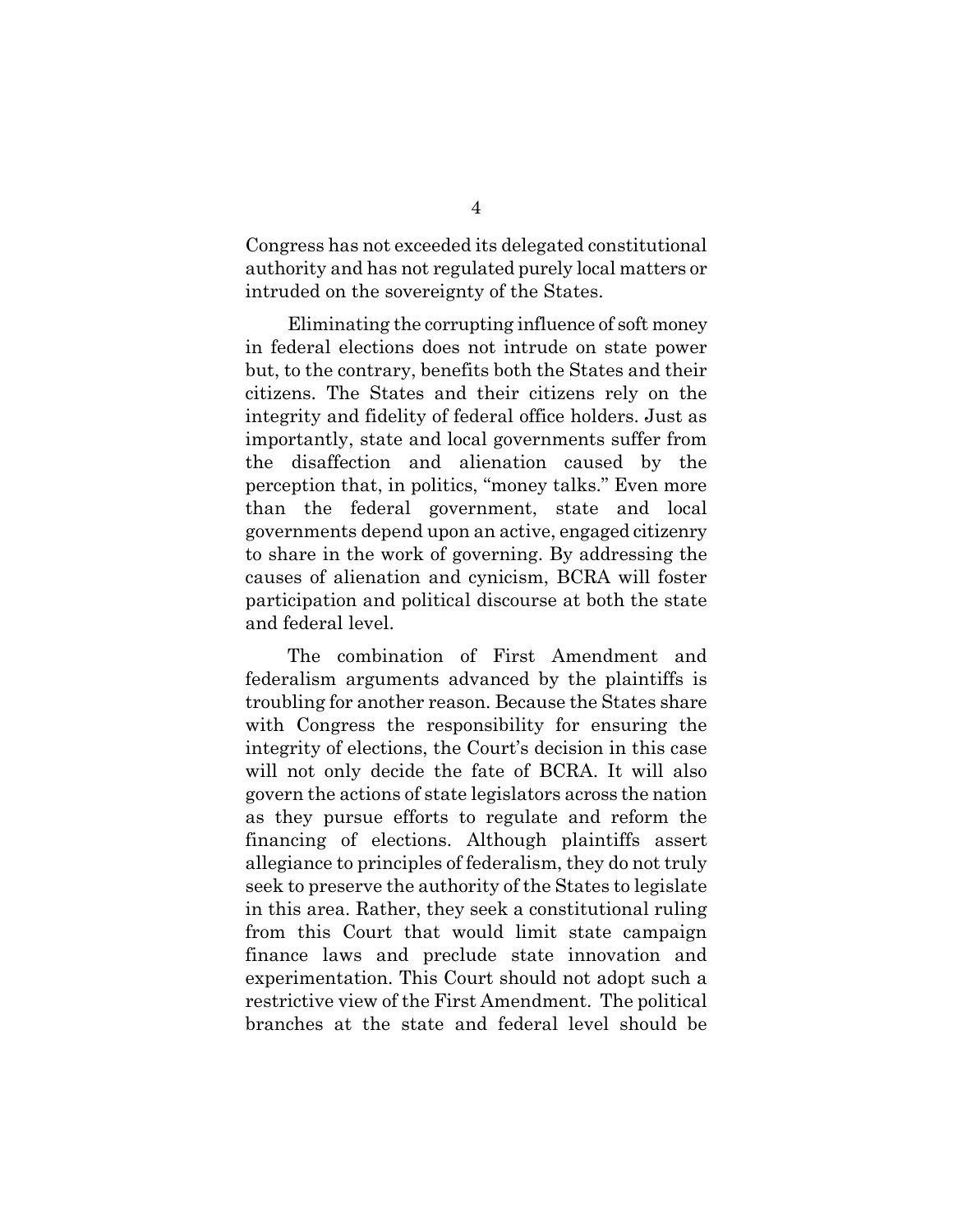Congress has not exceeded its delegated constitutional authority and has not regulated purely local matters or intruded on the sovereignty of the States.

Eliminating the corrupting influence of soft money in federal elections does not intrude on state power but, to the contrary, benefits both the States and their citizens. The States and their citizens rely on the integrity and fidelity of federal office holders. Just as importantly, state and local governments suffer from the disaffection and alienation caused by the perception that, in politics, "money talks." Even more than the federal government, state and local governments depend upon an active, engaged citizenry to share in the work of governing. By addressing the causes of alienation and cynicism, BCRA will foster participation and political discourse at both the state and federal level.

The combination of First Amendment and federalism arguments advanced by the plaintiffs is troubling for another reason. Because the States share with Congress the responsibility for ensuring the integrity of elections, the Court's decision in this case will not only decide the fate of BCRA. It will also govern the actions of state legislators across the nation as they pursue efforts to regulate and reform the financing of elections. Although plaintiffs assert allegiance to principles of federalism, they do not truly seek to preserve the authority of the States to legislate in this area. Rather, they seek a constitutional ruling from this Court that would limit state campaign finance laws and preclude state innovation and experimentation. This Court should not adopt such a restrictive view of the First Amendment. The political branches at the state and federal level should be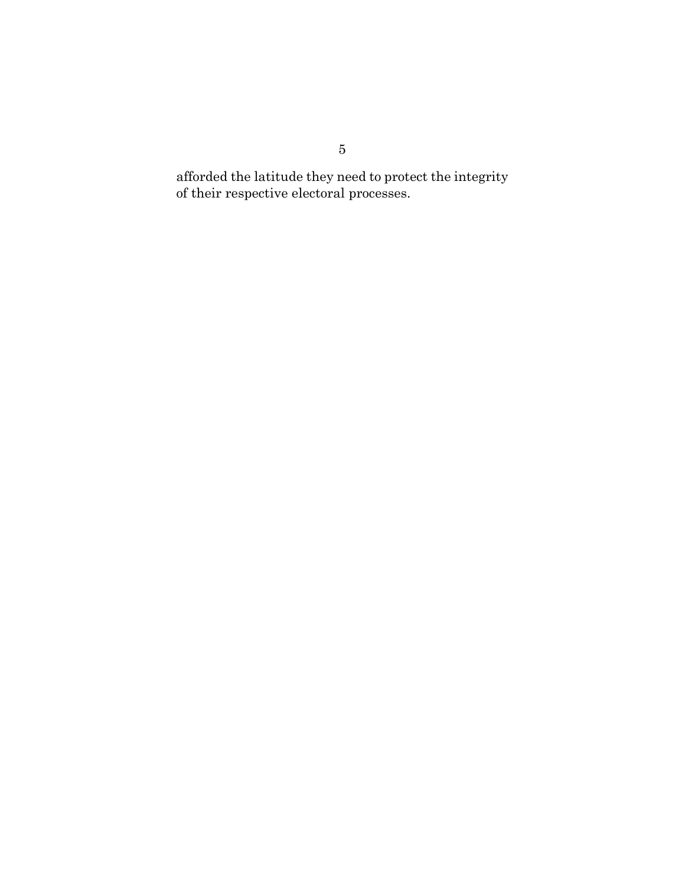afforded the latitude they need to protect the integrity of their respective electoral processes.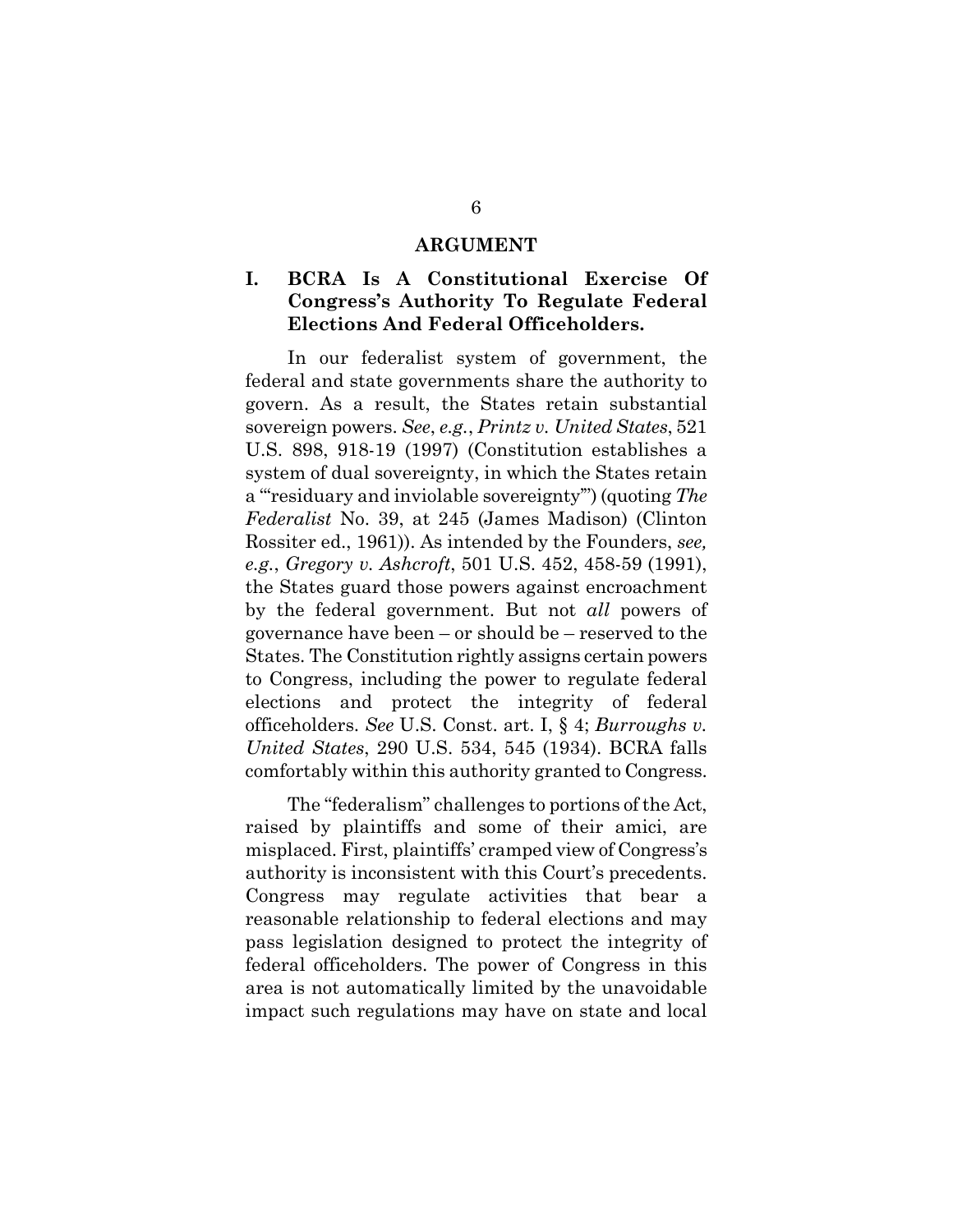# ARGUMENT

## I. BCRA Is A Constitutional Exercise Of Congress's Authority To Regulate Federal Elections And Federal Officeholders.

In our federalist system of government, the federal and state governments share the authority to govern. As a result, the States retain substantial sovereign powers. *See*, *e.g.*, *Printz v. United States*, 521 U.S. 898, 918-19 (1997) (Constitution establishes a system of dual sovereignty, in which the States retain a "'residuary and inviolable sovereignty'") (quoting *The Federalist* No. 39, at 245 (James Madison) (Clinton Rossiter ed., 1961)). As intended by the Founders, *see, e.g.*, *Gregory v. Ashcroft*, 501 U.S. 452, 458-59 (1991), the States guard those powers against encroachment by the federal government. But not *all* powers of governance have been – or should be – reserved to the States. The Constitution rightly assigns certain powers to Congress, including the power to regulate federal elections and protect the integrity of federal officeholders. *See* U.S. Const. art. I, § 4; *Burroughs v. United States*, 290 U.S. 534, 545 (1934). BCRA falls comfortably within this authority granted to Congress.

The "federalism" challenges to portions of the Act, raised by plaintiffs and some of their amici, are misplaced. First, plaintiffs' cramped view of Congress's authority is inconsistent with this Court's precedents. Congress may regulate activities that bear a reasonable relationship to federal elections and may pass legislation designed to protect the integrity of federal officeholders. The power of Congress in this area is not automatically limited by the unavoidable impact such regulations may have on state and local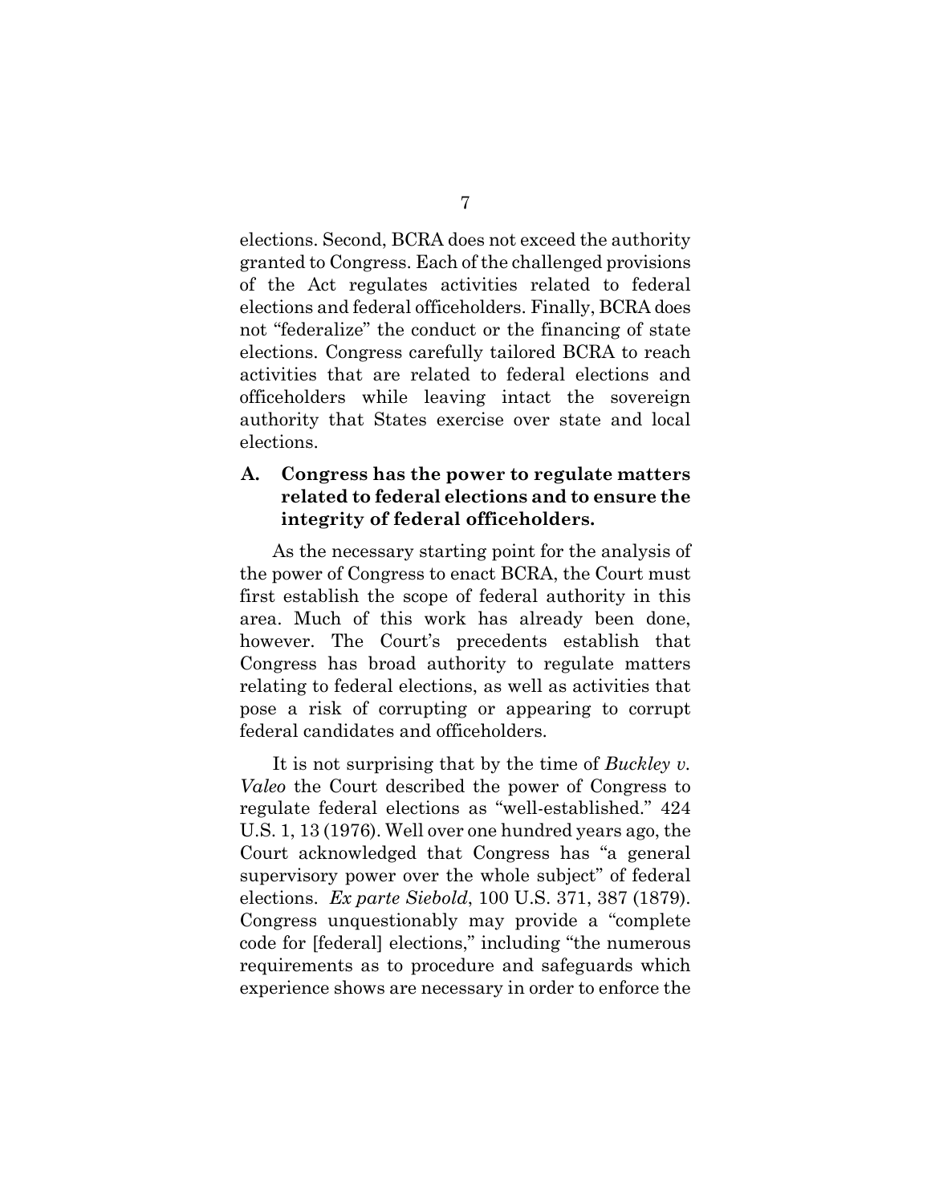elections. Second, BCRA does not exceed the authority granted to Congress. Each of the challenged provisions of the Act regulates activities related to federal elections and federal officeholders. Finally, BCRA does not "federalize" the conduct or the financing of state elections. Congress carefully tailored BCRA to reach activities that are related to federal elections and officeholders while leaving intact the sovereign authority that States exercise over state and local elections.

### A. Congress has the power to regulate matters related to federal elections and to ensure the integrity of federal officeholders.

As the necessary starting point for the analysis of the power of Congress to enact BCRA, the Court must first establish the scope of federal authority in this area. Much of this work has already been done, however. The Court's precedents establish that Congress has broad authority to regulate matters relating to federal elections, as well as activities that pose a risk of corrupting or appearing to corrupt federal candidates and officeholders.

It is not surprising that by the time of *Buckley v. Valeo* the Court described the power of Congress to regulate federal elections as "well-established." 424 U.S. 1, 13 (1976). Well over one hundred years ago, the Court acknowledged that Congress has "a general supervisory power over the whole subject" of federal elections. *Ex parte Siebold*, 100 U.S. 371, 387 (1879). Congress unquestionably may provide a "complete code for [federal] elections," including "the numerous requirements as to procedure and safeguards which experience shows are necessary in order to enforce the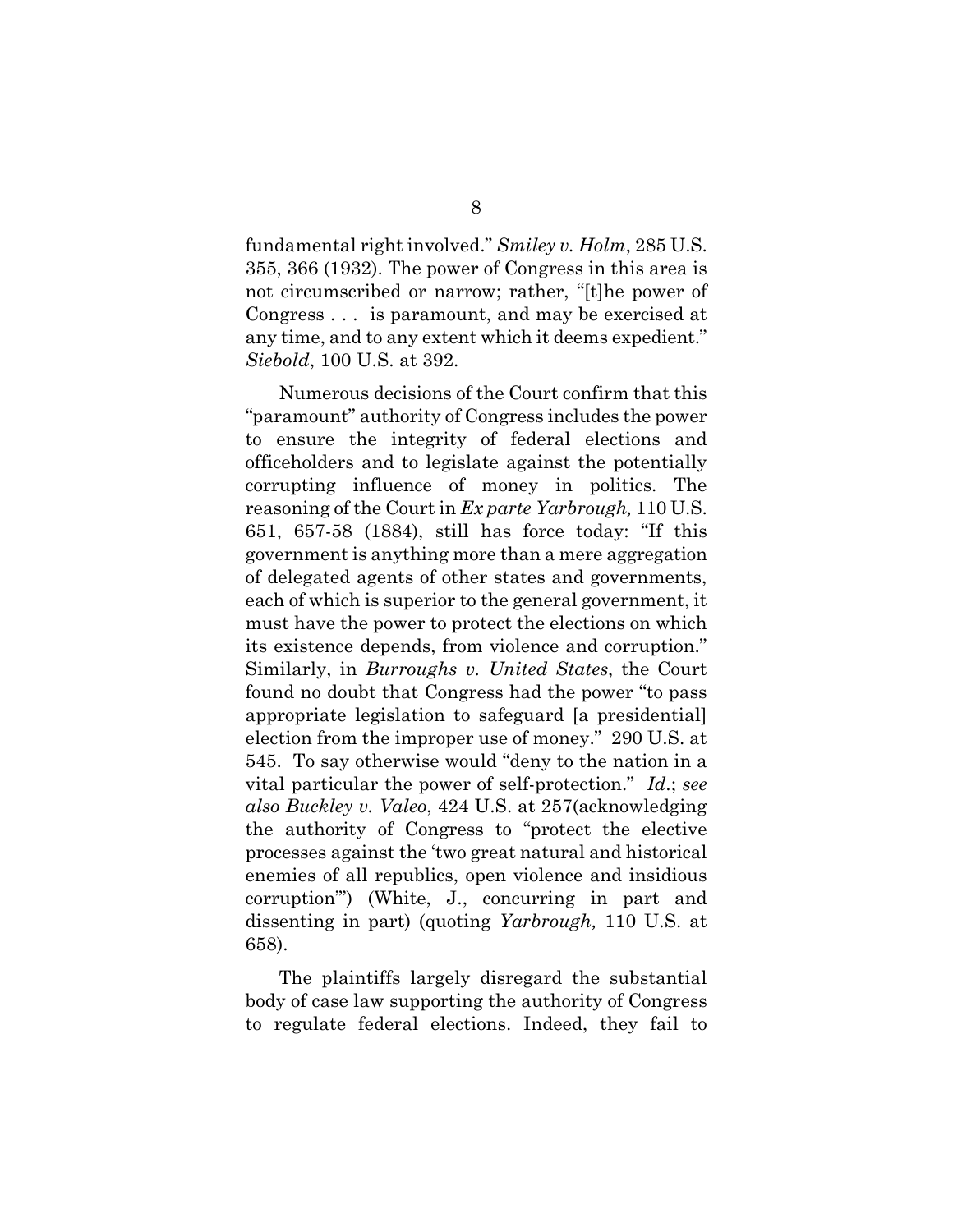fundamental right involved." *Smiley v. Holm*, 285 U.S. 355, 366 (1932). The power of Congress in this area is not circumscribed or narrow; rather, "[t]he power of Congress . . . is paramount, and may be exercised at any time, and to any extent which it deems expedient." *Siebold*, 100 U.S. at 392.

Numerous decisions of the Court confirm that this "paramount" authority of Congress includes the power to ensure the integrity of federal elections and officeholders and to legislate against the potentially corrupting influence of money in politics. The reasoning of the Court in *Ex parte Yarbrough,* 110 U.S. 651, 657-58 (1884), still has force today: "If this government is anything more than a mere aggregation of delegated agents of other states and governments, each of which is superior to the general government, it must have the power to protect the elections on which its existence depends, from violence and corruption." Similarly, in *Burroughs v. United States*, the Court found no doubt that Congress had the power "to pass appropriate legislation to safeguard [a presidential] election from the improper use of money." 290 U.S. at 545. To say otherwise would "deny to the nation in a vital particular the power of self-protection." *Id.*; *see also Buckley v. Valeo*, 424 U.S. at 257(acknowledging the authority of Congress to "protect the elective processes against the 'two great natural and historical enemies of all republics, open violence and insidious corruption'") (White, J., concurring in part and dissenting in part) (quoting *Yarbrough,* 110 U.S. at 658).

The plaintiffs largely disregard the substantial body of case law supporting the authority of Congress to regulate federal elections. Indeed, they fail to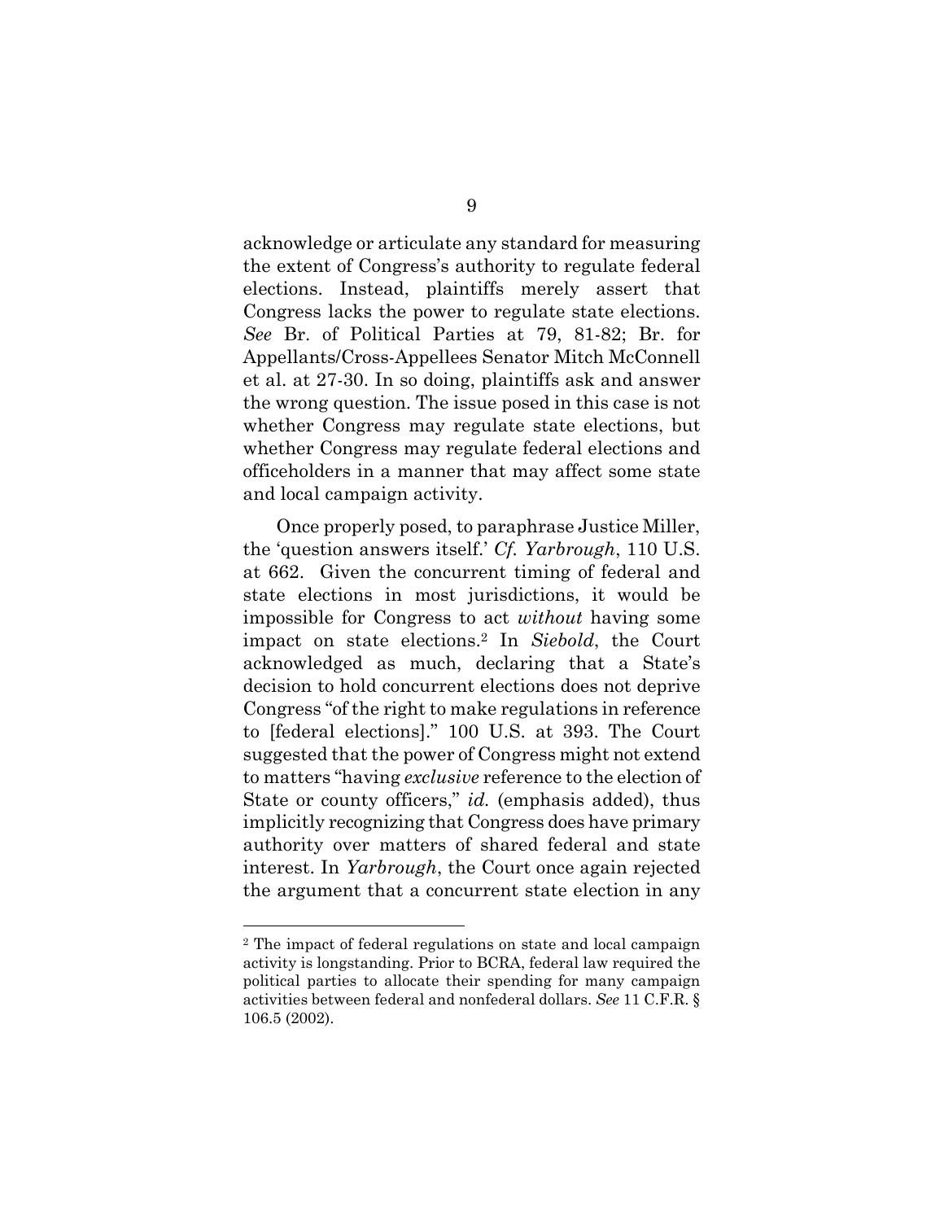acknowledge or articulate any standard for measuring the extent of Congress's authority to regulate federal elections. Instead, plaintiffs merely assert that Congress lacks the power to regulate state elections. *See* Br. of Political Parties at 79, 81-82; Br. for Appellants/Cross-Appellees Senator Mitch McConnell et al. at 27-30. In so doing, plaintiffs ask and answer the wrong question. The issue posed in this case is not whether Congress may regulate state elections, but whether Congress may regulate federal elections and officeholders in a manner that may affect some state and local campaign activity.

Once properly posed, to paraphrase Justice Miller, the 'question answers itself.' *Cf. Yarbrough*, 110 U.S. at 662. Given the concurrent timing of federal and state elections in most jurisdictions, it would be impossible for Congress to act *without* having some impact on state elections.[2] In *Siebold*, the Court acknowledged as much, declaring that a State's decision to hold concurrent elections does not deprive Congress "of the right to make regulations in reference to [federal elections]." 100 U.S. at 393. The Court suggested that the power of Congress might not extend to matters "having *exclusive* reference to the election of State or county officers," *id.* (emphasis added), thus implicitly recognizing that Congress does have primary authority over matters of shared federal and state interest. In *Yarbrough*, the Court once again rejected the argument that a concurrent state election in any

---

[2] The impact of federal regulations on state and local campaign activity is longstanding. Prior to BCRA, federal law required the political parties to allocate their spending for many campaign activities between federal and nonfederal dollars. *See* 11 C.F.R. § 106.5 (2002).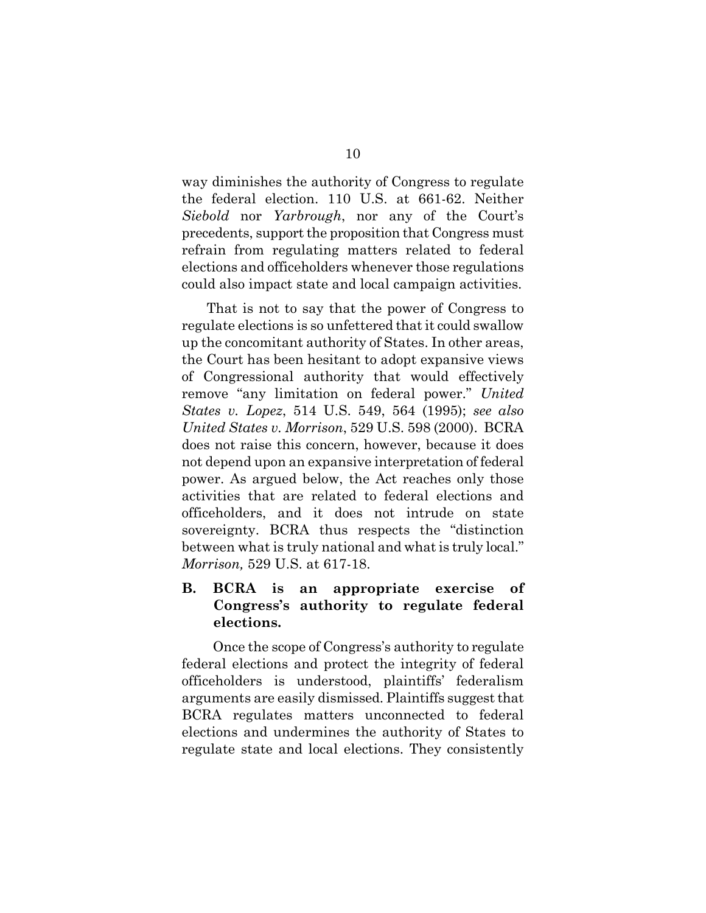way diminishes the authority of Congress to regulate the federal election. 110 U.S. at 661-62. Neither *Siebold* nor *Yarbrough*, nor any of the Court's precedents, support the proposition that Congress must refrain from regulating matters related to federal elections and officeholders whenever those regulations could also impact state and local campaign activities.

That is not to say that the power of Congress to regulate elections is so unfettered that it could swallow up the concomitant authority of States. In other areas, the Court has been hesitant to adopt expansive views of Congressional authority that would effectively remove "any limitation on federal power." *United States v. Lopez*, 514 U.S. 549, 564 (1995); *see also United States v. Morrison*, 529 U.S. 598 (2000). BCRA does not raise this concern, however, because it does not depend upon an expansive interpretation of federal power. As argued below, the Act reaches only those activities that are related to federal elections and officeholders, and it does not intrude on state sovereignty. BCRA thus respects the "distinction between what is truly national and what is truly local." *Morrison,* 529 U.S. at 617-18.

### B. BCRA is an appropriate exercise of Congress's authority to regulate federal elections.

Once the scope of Congress's authority to regulate federal elections and protect the integrity of federal officeholders is understood, plaintiffs' federalism arguments are easily dismissed. Plaintiffs suggest that BCRA regulates matters unconnected to federal elections and undermines the authority of States to regulate state and local elections. They consistently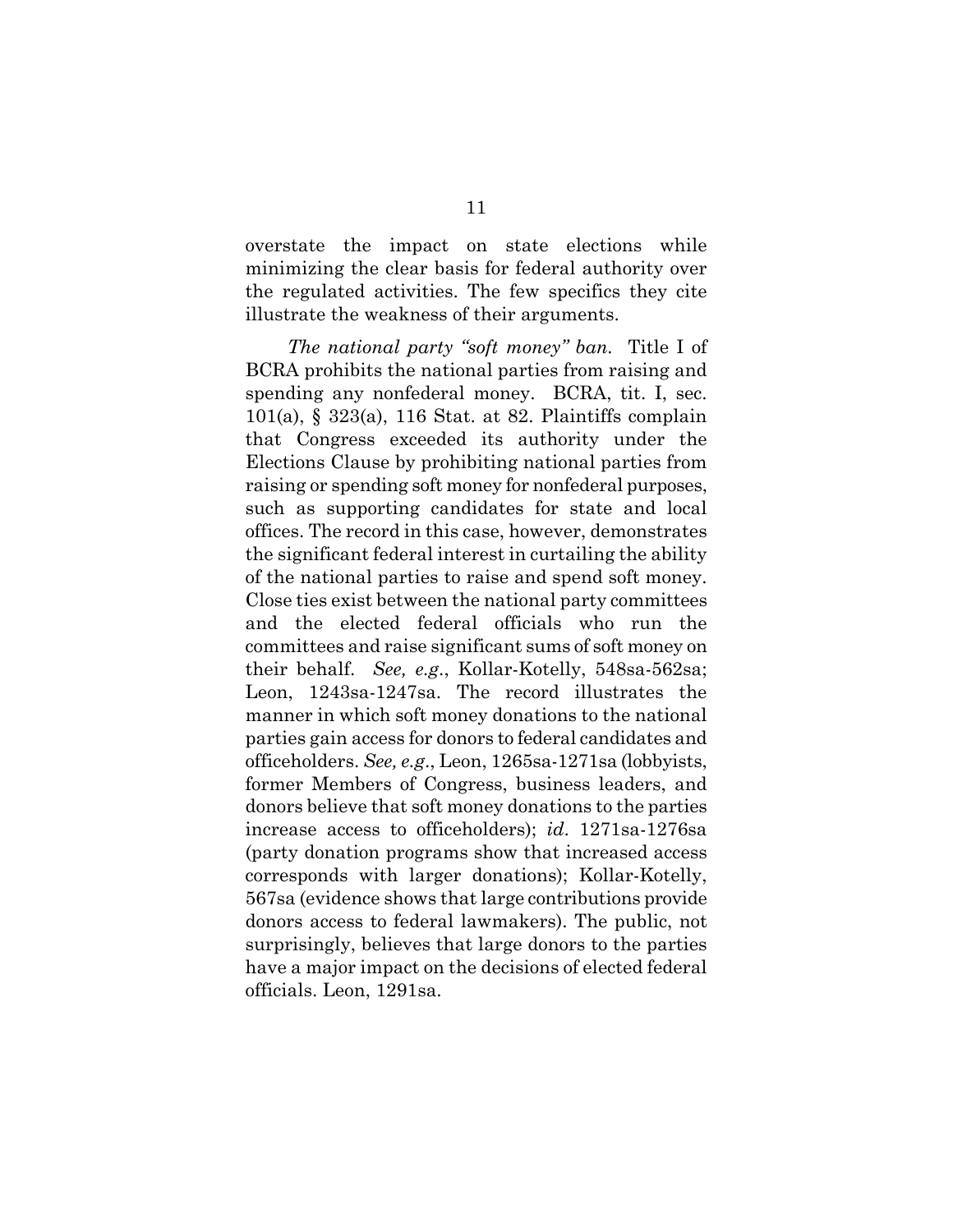overstate the impact on state elections while minimizing the clear basis for federal authority over the regulated activities. The few specifics they cite illustrate the weakness of their arguments.

*The national party "soft money" ban.* Title I of BCRA prohibits the national parties from raising and spending any nonfederal money. BCRA, tit. I, sec. 101(a), § 323(a), 116 Stat. at 82. Plaintiffs complain that Congress exceeded its authority under the Elections Clause by prohibiting national parties from raising or spending soft money for nonfederal purposes, such as supporting candidates for state and local offices. The record in this case, however, demonstrates the significant federal interest in curtailing the ability of the national parties to raise and spend soft money. Close ties exist between the national party committees and the elected federal officials who run the committees and raise significant sums of soft money on their behalf. *See, e.g.*, Kollar-Kotelly, 548sa-562sa; Leon, 1243sa-1247sa. The record illustrates the manner in which soft money donations to the national parties gain access for donors to federal candidates and officeholders. *See, e.g.*, Leon, 1265sa-1271sa (lobbyists, former Members of Congress, business leaders, and donors believe that soft money donations to the parties increase access to officeholders); *id*. 1271sa-1276sa (party donation programs show that increased access corresponds with larger donations); Kollar-Kotelly, 567sa (evidence shows that large contributions provide donors access to federal lawmakers). The public, not surprisingly, believes that large donors to the parties have a major impact on the decisions of elected federal officials. Leon, 1291sa.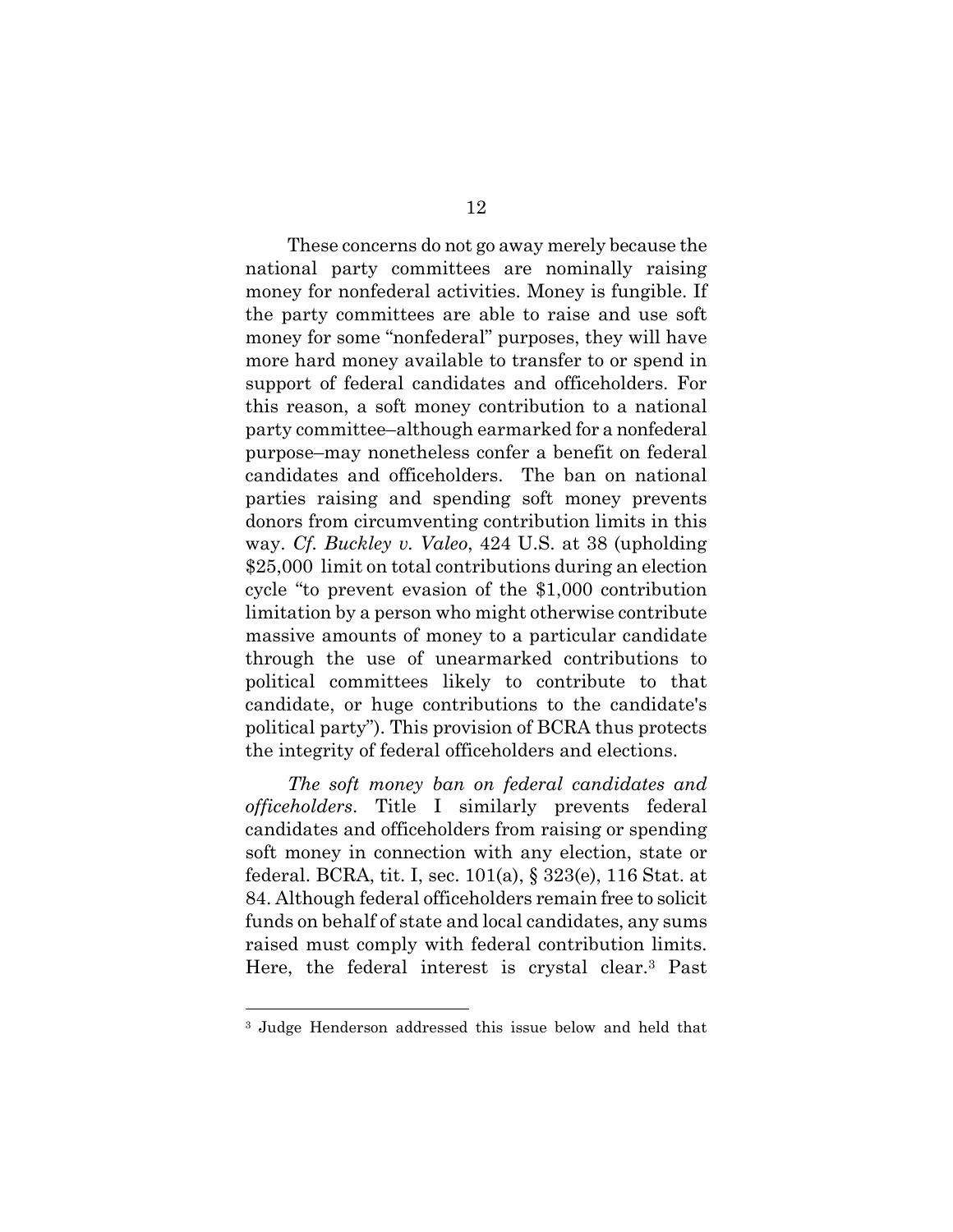These concerns do not go away merely because the national party committees are nominally raising money for nonfederal activities. Money is fungible. If the party committees are able to raise and use soft money for some "nonfederal" purposes, they will have more hard money available to transfer to or spend in support of federal candidates and officeholders. For this reason, a soft money contribution to a national party committee–although earmarked for a nonfederal purpose–may nonetheless confer a benefit on federal candidates and officeholders. The ban on national parties raising and spending soft money prevents donors from circumventing contribution limits in this way. *Cf. Buckley v. Valeo*, 424 U.S. at 38 (upholding $25,000 limit on total contributions during an election cycle "to prevent evasion of the $1,000 contribution limitation by a person who might otherwise contribute massive amounts of money to a particular candidate through the use of unearmarked contributions to political committees likely to contribute to that candidate, or huge contributions to the candidate's political party"). This provision of BCRA thus protects the integrity of federal officeholders and elections.

*The soft money ban on federal candidates and officeholders*. Title I similarly prevents federal candidates and officeholders from raising or spending soft money in connection with any election, state or federal. BCRA, tit. I, sec. 101(a), § 323(e), 116 Stat. at 84. Although federal officeholders remain free to solicit funds on behalf of state and local candidates, any sums raised must comply with federal contribution limits. Here, the federal interest is crystal clear.[3] Past

[3] Judge Henderson addressed this issue below and held that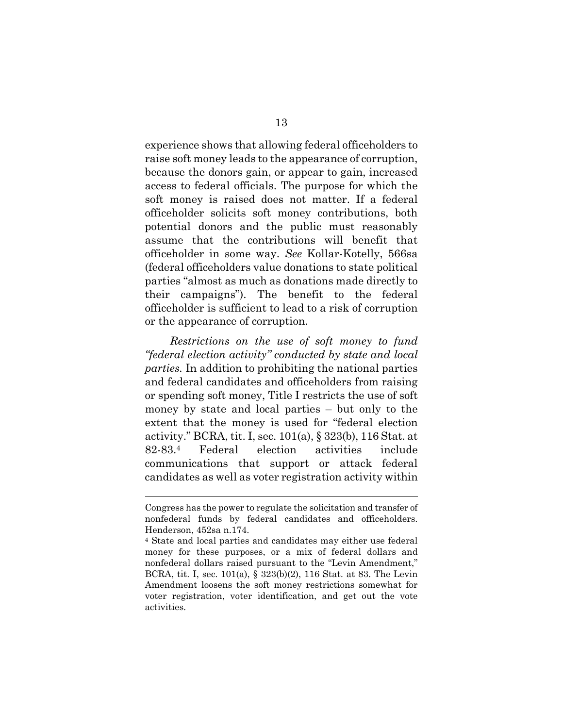experience shows that allowing federal officeholders to raise soft money leads to the appearance of corruption, because the donors gain, or appear to gain, increased access to federal officials. The purpose for which the soft money is raised does not matter. If a federal officeholder solicits soft money contributions, both potential donors and the public must reasonably assume that the contributions will benefit that officeholder in some way. *See* Kollar-Kotelly, 566sa (federal officeholders value donations to state political parties "almost as much as donations made directly to their campaigns"). The benefit to the federal officeholder is sufficient to lead to a risk of corruption or the appearance of corruption.

*Restrictions on the use of soft money to fund "federal election activity" conducted by state and local parties.* In addition to prohibiting the national parties and federal candidates and officeholders from raising or spending soft money, Title I restricts the use of soft money by state and local parties – but only to the extent that the money is used for "federal election activity." BCRA, tit. I, sec. 101(a), § 323(b), 116 Stat. at 82-83.[4] Federal election activities include communications that support or attack federal candidates as well as voter registration activity within

---

Congress has the power to regulate the solicitation and transfer of nonfederal funds by federal candidates and officeholders. Henderson, 452sa n.174.

[4] State and local parties and candidates may either use federal money for these purposes, or a mix of federal dollars and nonfederal dollars raised pursuant to the "Levin Amendment," BCRA, tit. I, sec. 101(a), § 323(b)(2), 116 Stat. at 83. The Levin Amendment loosens the soft money restrictions somewhat for voter registration, voter identification, and get out the vote activities.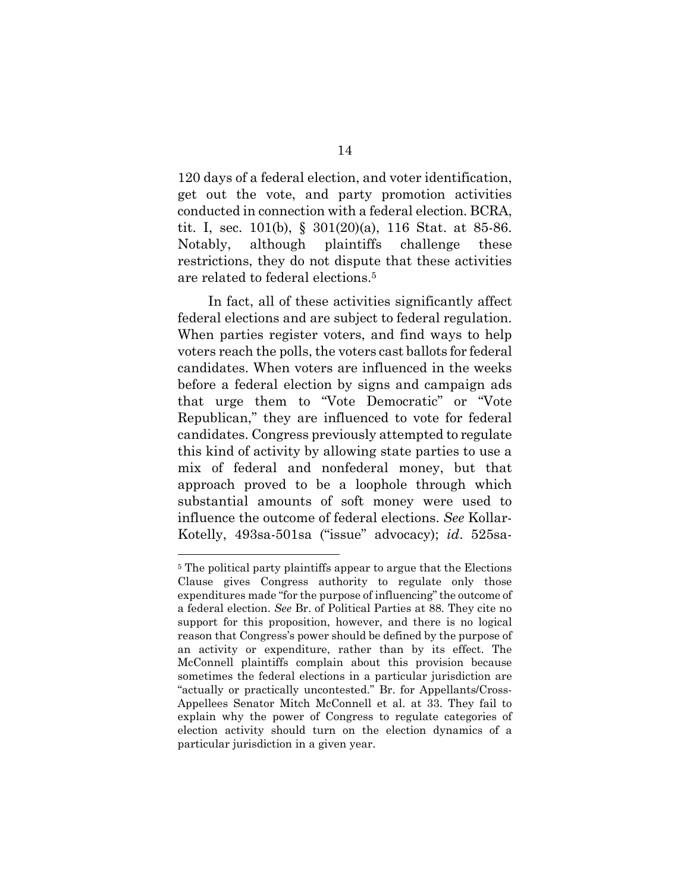120 days of a federal election, and voter identification, get out the vote, and party promotion activities conducted in connection with a federal election. BCRA, tit. I, sec. 101(b), § 301(20)(a), 116 Stat. at 85-86. Notably, although plaintiffs challenge these restrictions, they do not dispute that these activities are related to federal elections.[5]

In fact, all of these activities significantly affect federal elections and are subject to federal regulation. When parties register voters, and find ways to help voters reach the polls, the voters cast ballots for federal candidates. When voters are influenced in the weeks before a federal election by signs and campaign ads that urge them to "Vote Democratic" or "Vote Republican," they are influenced to vote for federal candidates. Congress previously attempted to regulate this kind of activity by allowing state parties to use a mix of federal and nonfederal money, but that approach proved to be a loophole through which substantial amounts of soft money were used to influence the outcome of federal elections. *See* Kollar-Kotelly, 493sa-501sa ("issue" advocacy); *id*. 525sa-

---

[5] The political party plaintiffs appear to argue that the Elections Clause gives Congress authority to regulate only those expenditures made "for the purpose of influencing" the outcome of a federal election. *See* Br. of Political Parties at 88. They cite no support for this proposition, however, and there is no logical reason that Congress's power should be defined by the purpose of an activity or expenditure, rather than by its effect. The McConnell plaintiffs complain about this provision because sometimes the federal elections in a particular jurisdiction are "actually or practically uncontested." Br. for Appellants/Cross-Appellees Senator Mitch McConnell et al. at 33. They fail to explain why the power of Congress to regulate categories of election activity should turn on the election dynamics of a particular jurisdiction in a given year.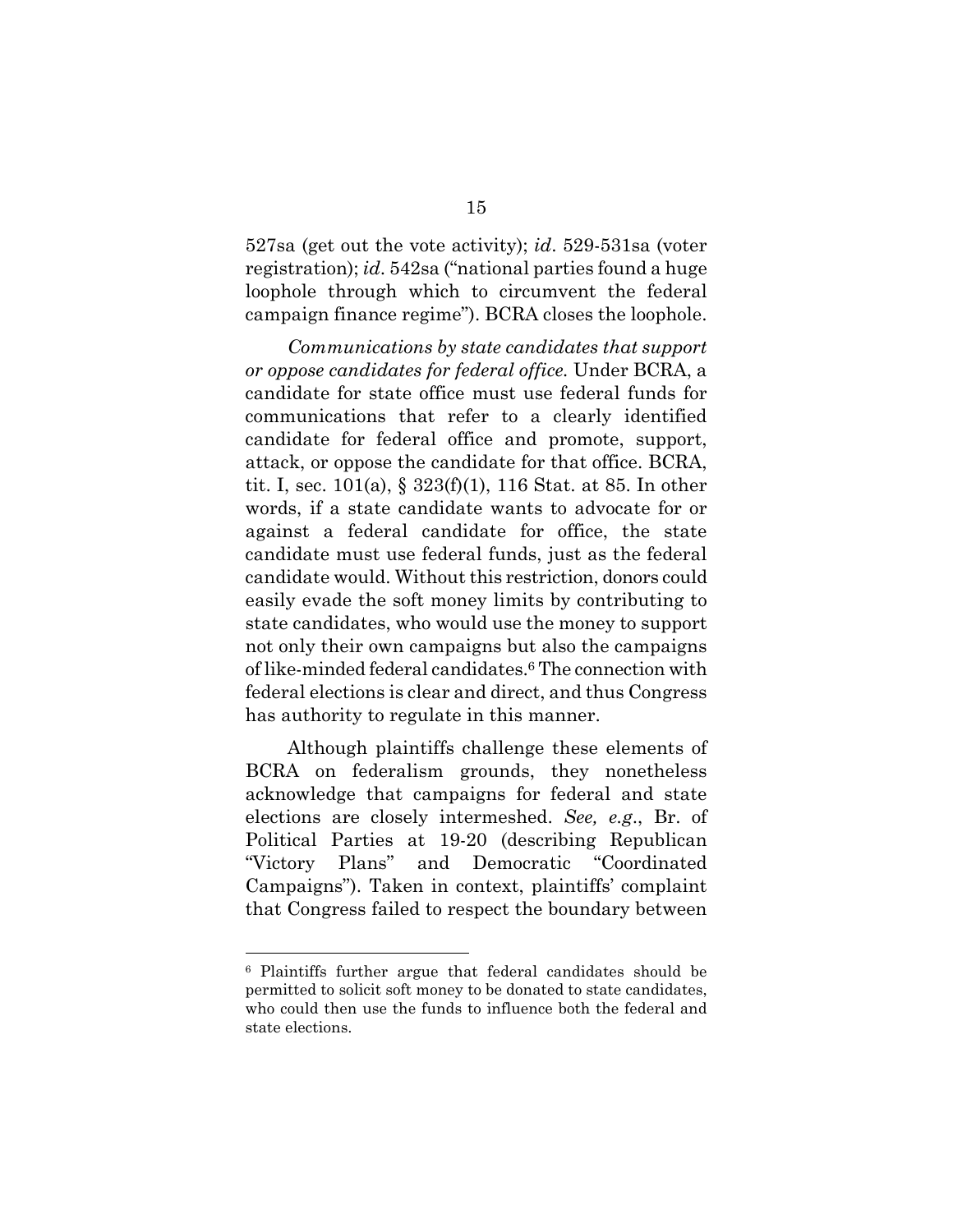527sa (get out the vote activity); *id*. 529-531sa (voter registration); *id*. 542sa ("national parties found a huge loophole through which to circumvent the federal campaign finance regime"). BCRA closes the loophole.

*Communications by state candidates that support or oppose candidates for federal office.* Under BCRA, a candidate for state office must use federal funds for communications that refer to a clearly identified candidate for federal office and promote, support, attack, or oppose the candidate for that office. BCRA, tit. I, sec. 101(a), § 323(f)(1), 116 Stat. at 85. In other words, if a state candidate wants to advocate for or against a federal candidate for office, the state candidate must use federal funds, just as the federal candidate would. Without this restriction, donors could easily evade the soft money limits by contributing to state candidates, who would use the money to support not only their own campaigns but also the campaigns of like-minded federal candidates.[6] The connection with federal elections is clear and direct, and thus Congress has authority to regulate in this manner.

Although plaintiffs challenge these elements of BCRA on federalism grounds, they nonetheless acknowledge that campaigns for federal and state elections are closely intermeshed. *See, e.g.*, Br. of Political Parties at 19-20 (describing Republican "Victory Plans" and Democratic "Coordinated Campaigns"). Taken in context, plaintiffs' complaint that Congress failed to respect the boundary between

---

[6] Plaintiffs further argue that federal candidates should be permitted to solicit soft money to be donated to state candidates, who could then use the funds to influence both the federal and state elections.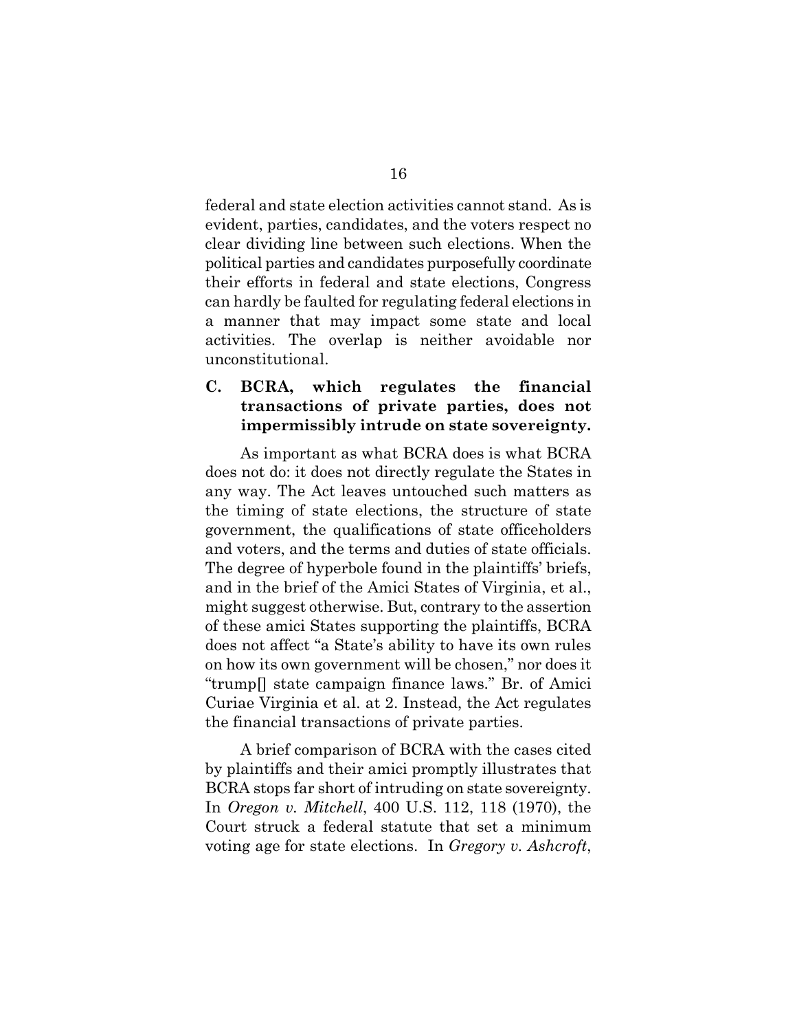federal and state election activities cannot stand. As is evident, parties, candidates, and the voters respect no clear dividing line between such elections. When the political parties and candidates purposefully coordinate their efforts in federal and state elections, Congress can hardly be faulted for regulating federal elections in a manner that may impact some state and local activities. The overlap is neither avoidable nor unconstitutional.

### C. BCRA, which regulates the financial transactions of private parties, does not impermissibly intrude on state sovereignty.

As important as what BCRA does is what BCRA does not do: it does not directly regulate the States in any way. The Act leaves untouched such matters as the timing of state elections, the structure of state government, the qualifications of state officeholders and voters, and the terms and duties of state officials. The degree of hyperbole found in the plaintiffs' briefs, and in the brief of the Amici States of Virginia, et al., might suggest otherwise. But, contrary to the assertion of these amici States supporting the plaintiffs, BCRA does not affect "a State's ability to have its own rules on how its own government will be chosen," nor does it "trump[] state campaign finance laws." Br. of Amici Curiae Virginia et al. at 2. Instead, the Act regulates the financial transactions of private parties.

A brief comparison of BCRA with the cases cited by plaintiffs and their amici promptly illustrates that BCRA stops far short of intruding on state sovereignty. In *Oregon v. Mitchell*, 400 U.S. 112, 118 (1970), the Court struck a federal statute that set a minimum voting age for state elections. In *Gregory v. Ashcroft*,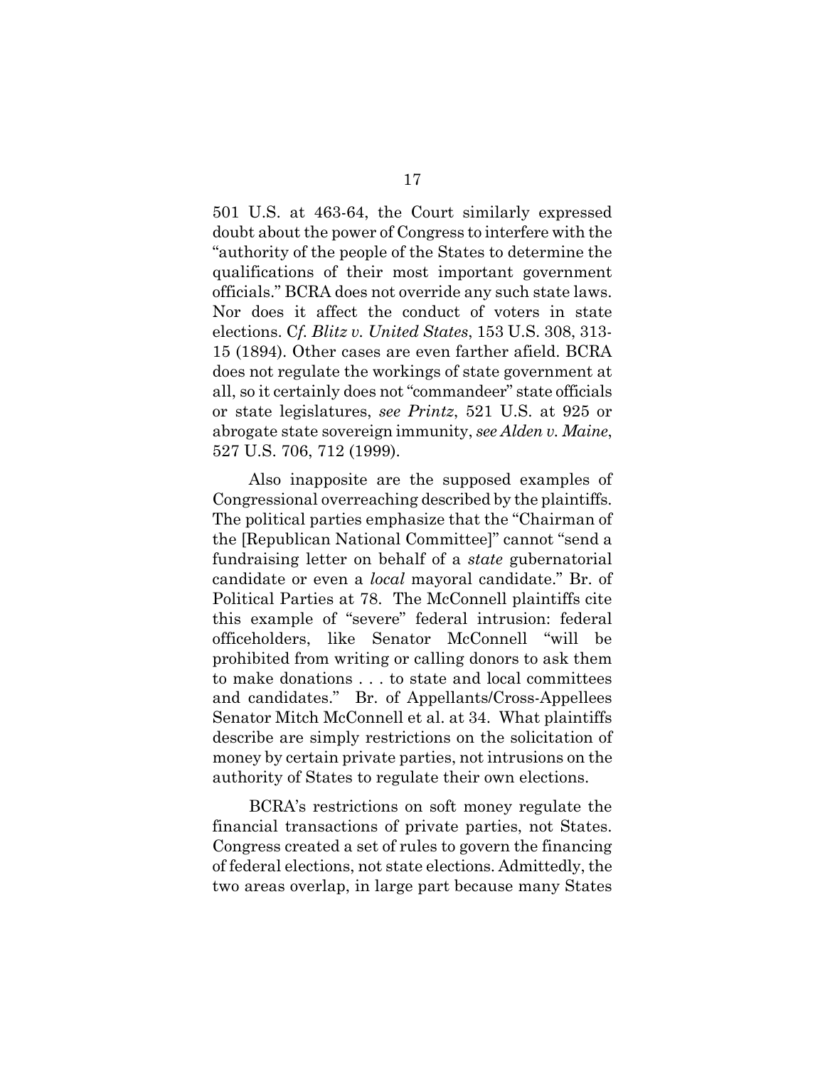501 U.S. at 463-64, the Court similarly expressed doubt about the power of Congress to interfere with the "authority of the people of the States to determine the qualifications of their most important government officials." BCRA does not override any such state laws. Nor does it affect the conduct of voters in state elections. C*f. Blitz v. United States*, 153 U.S. 308, 313-15 (1894). Other cases are even farther afield. BCRA does not regulate the workings of state government at all, so it certainly does not "commandeer" state officials or state legislatures, *see Printz*, 521 U.S. at 925 or abrogate state sovereign immunity, *see Alden v. Maine*, 527 U.S. 706, 712 (1999).

Also inapposite are the supposed examples of Congressional overreaching described by the plaintiffs. The political parties emphasize that the "Chairman of the [Republican National Committee]" cannot "send a fundraising letter on behalf of a *state* gubernatorial candidate or even a *local* mayoral candidate." Br. of Political Parties at 78. The McConnell plaintiffs cite this example of "severe" federal intrusion: federal officeholders, like Senator McConnell "will be prohibited from writing or calling donors to ask them to make donations . . . to state and local committees and candidates." Br. of Appellants/Cross-Appellees Senator Mitch McConnell et al. at 34. What plaintiffs describe are simply restrictions on the solicitation of money by certain private parties, not intrusions on the authority of States to regulate their own elections.

BCRA's restrictions on soft money regulate the financial transactions of private parties, not States. Congress created a set of rules to govern the financing of federal elections, not state elections. Admittedly, the two areas overlap, in large part because many States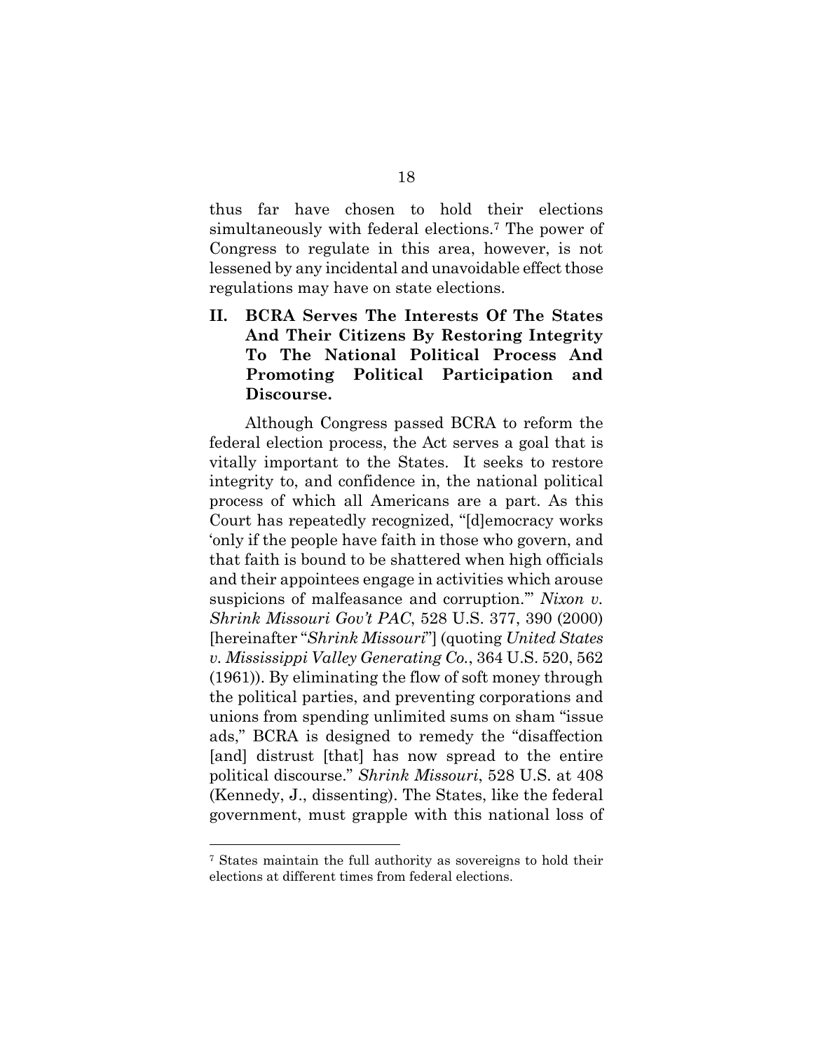thus far have chosen to hold their elections simultaneously with federal elections.[7] The power of Congress to regulate in this area, however, is not lessened by any incidental and unavoidable effect those regulations may have on state elections.

## II. BCRA Serves The Interests Of The States And Their Citizens By Restoring Integrity To The National Political Process And Promoting Political Participation and Discourse.

Although Congress passed BCRA to reform the federal election process, the Act serves a goal that is vitally important to the States. It seeks to restore integrity to, and confidence in, the national political process of which all Americans are a part. As this Court has repeatedly recognized, "[d]emocracy works 'only if the people have faith in those who govern, and that faith is bound to be shattered when high officials and their appointees engage in activities which arouse suspicions of malfeasance and corruption.'" *Nixon v. Shrink Missouri Gov't PAC*, 528 U.S. 377, 390 (2000) [hereinafter "*Shrink Missouri*"] (quoting *United States v. Mississippi Valley Generating Co.*, 364 U.S. 520, 562 (1961)). By eliminating the flow of soft money through the political parties, and preventing corporations and unions from spending unlimited sums on sham "issue ads," BCRA is designed to remedy the "disaffection [and] distrust [that] has now spread to the entire political discourse." *Shrink Missouri*, 528 U.S. at 408 (Kennedy, J., dissenting). The States, like the federal government, must grapple with this national loss of

---

[7] States maintain the full authority as sovereigns to hold their elections at different times from federal elections.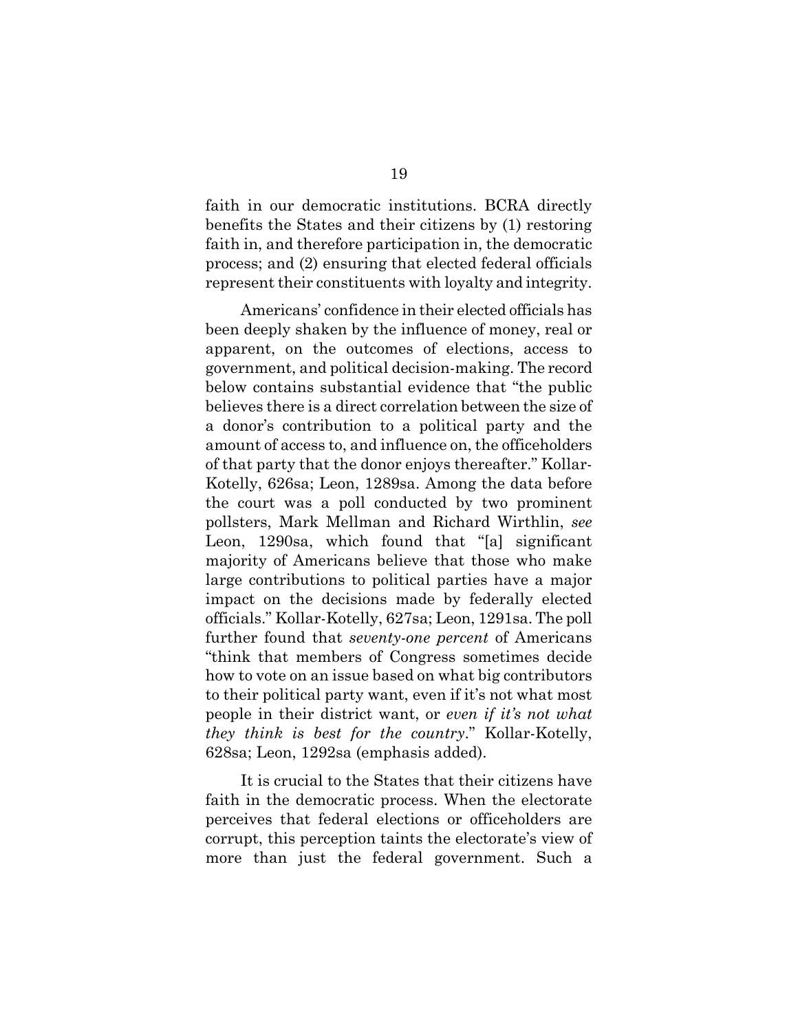faith in our democratic institutions. BCRA directly benefits the States and their citizens by (1) restoring faith in, and therefore participation in, the democratic process; and (2) ensuring that elected federal officials represent their constituents with loyalty and integrity.

Americans' confidence in their elected officials has been deeply shaken by the influence of money, real or apparent, on the outcomes of elections, access to government, and political decision-making. The record below contains substantial evidence that "the public believes there is a direct correlation between the size of a donor's contribution to a political party and the amount of access to, and influence on, the officeholders of that party that the donor enjoys thereafter." Kollar-Kotelly, 626sa; Leon, 1289sa. Among the data before the court was a poll conducted by two prominent pollsters, Mark Mellman and Richard Wirthlin, *see* Leon, 1290sa, which found that "[a] significant majority of Americans believe that those who make large contributions to political parties have a major impact on the decisions made by federally elected officials." Kollar-Kotelly, 627sa; Leon, 1291sa. The poll further found that *seventy-one percent* of Americans "think that members of Congress sometimes decide how to vote on an issue based on what big contributors to their political party want, even if it's not what most people in their district want, or *even if it's not what they think is best for the country*." Kollar-Kotelly, 628sa; Leon, 1292sa (emphasis added).

It is crucial to the States that their citizens have faith in the democratic process. When the electorate perceives that federal elections or officeholders are corrupt, this perception taints the electorate's view of more than just the federal government. Such a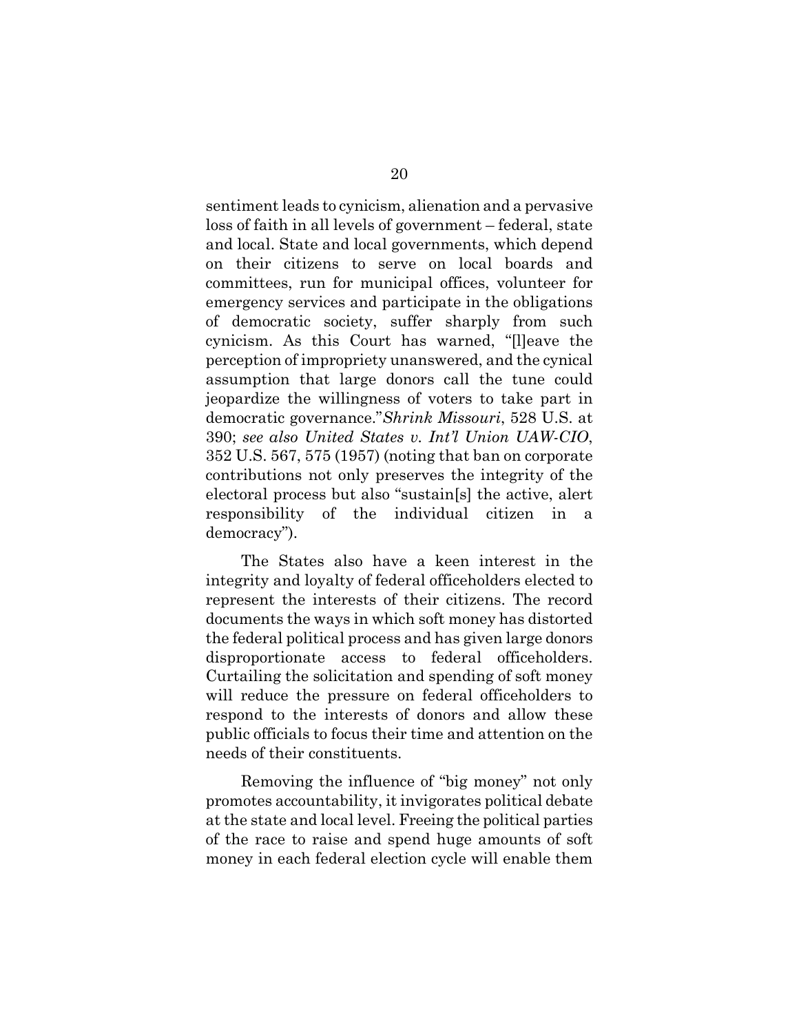sentiment leads to cynicism, alienation and a pervasive loss of faith in all levels of government – federal, state and local. State and local governments, which depend on their citizens to serve on local boards and committees, run for municipal offices, volunteer for emergency services and participate in the obligations of democratic society, suffer sharply from such cynicism. As this Court has warned, "[l]eave the perception of impropriety unanswered, and the cynical assumption that large donors call the tune could jeopardize the willingness of voters to take part in democratic governance."*Shrink Missouri*, 528 U.S. at 390; *see also United States v. Int'l Union UAW-CIO*, 352 U.S. 567, 575 (1957) (noting that ban on corporate contributions not only preserves the integrity of the electoral process but also "sustain[s] the active, alert responsibility of the individual citizen in a democracy").

The States also have a keen interest in the integrity and loyalty of federal officeholders elected to represent the interests of their citizens. The record documents the ways in which soft money has distorted the federal political process and has given large donors disproportionate access to federal officeholders. Curtailing the solicitation and spending of soft money will reduce the pressure on federal officeholders to respond to the interests of donors and allow these public officials to focus their time and attention on the needs of their constituents.

Removing the influence of "big money" not only promotes accountability, it invigorates political debate at the state and local level. Freeing the political parties of the race to raise and spend huge amounts of soft money in each federal election cycle will enable them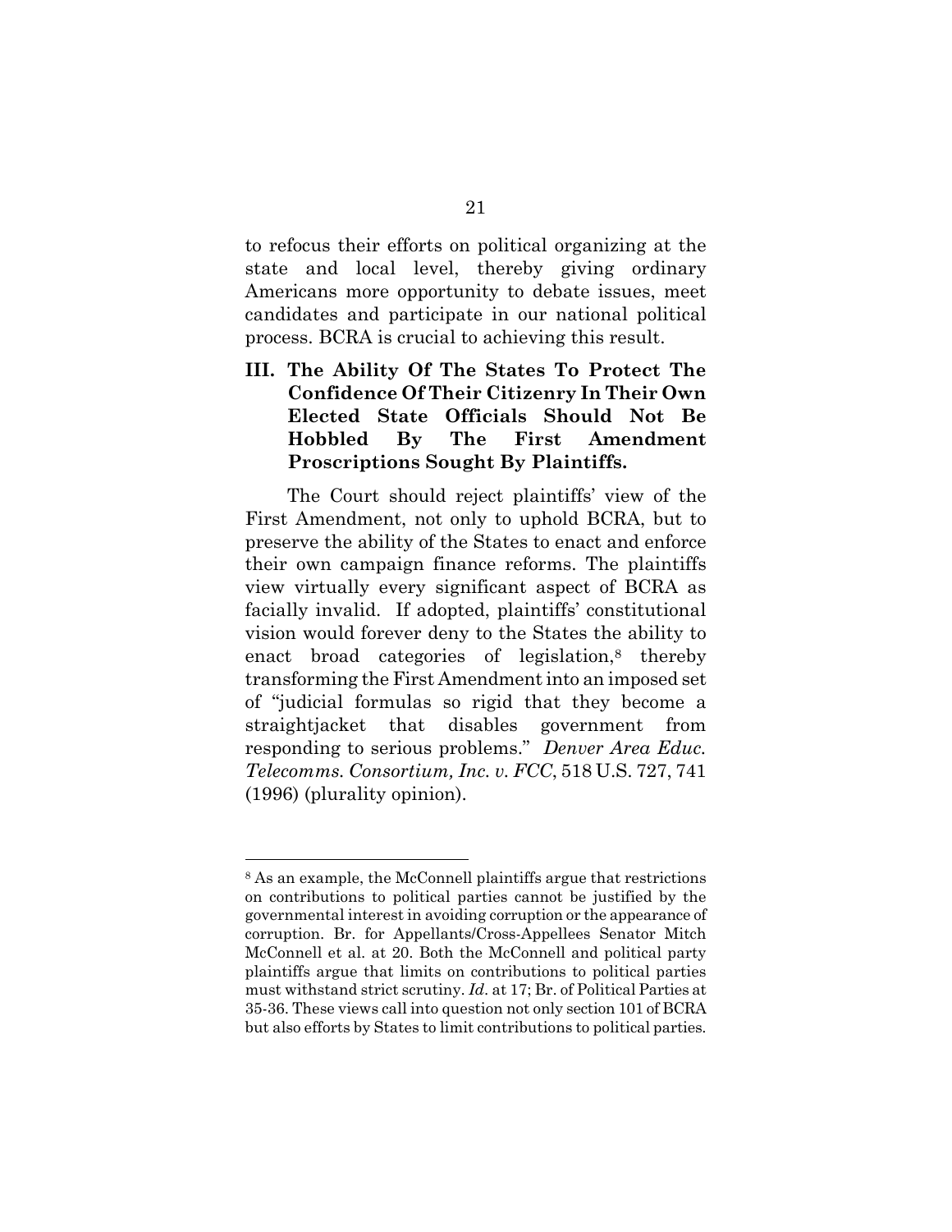to refocus their efforts on political organizing at the state and local level, thereby giving ordinary Americans more opportunity to debate issues, meet candidates and participate in our national political process. BCRA is crucial to achieving this result.

## III. The Ability Of The States To Protect The Confidence Of Their Citizenry In Their Own Elected State Officials Should Not Be Hobbled By The First Amendment Proscriptions Sought By Plaintiffs.

The Court should reject plaintiffs' view of the First Amendment, not only to uphold BCRA, but to preserve the ability of the States to enact and enforce their own campaign finance reforms. The plaintiffs view virtually every significant aspect of BCRA as facially invalid. If adopted, plaintiffs' constitutional vision would forever deny to the States the ability to enact broad categories of legislation,[8] thereby transforming the First Amendment into an imposed set of "judicial formulas so rigid that they become a straightjacket that disables government from responding to serious problems." *Denver Area Educ. Telecomms. Consortium, Inc. v. FCC*, 518 U.S. 727, 741 (1996) (plurality opinion).

---

[8] As an example, the McConnell plaintiffs argue that restrictions on contributions to political parties cannot be justified by the governmental interest in avoiding corruption or the appearance of corruption. Br. for Appellants/Cross-Appellees Senator Mitch McConnell et al. at 20. Both the McConnell and political party plaintiffs argue that limits on contributions to political parties must withstand strict scrutiny. *Id.* at 17; Br. of Political Parties at 35-36. These views call into question not only section 101 of BCRA but also efforts by States to limit contributions to political parties.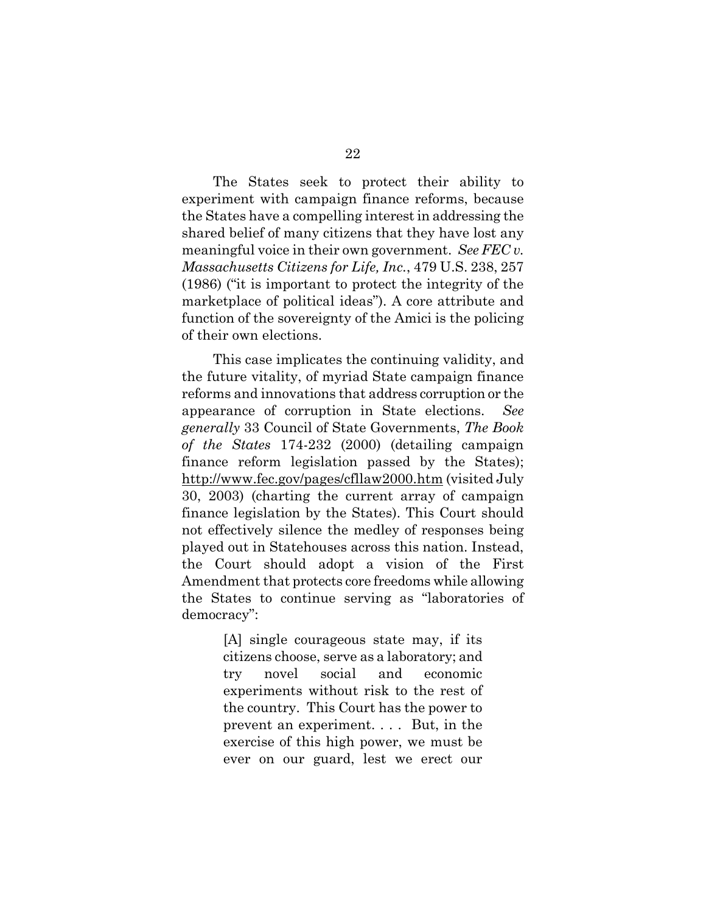The States seek to protect their ability to experiment with campaign finance reforms, because the States have a compelling interest in addressing the shared belief of many citizens that they have lost any meaningful voice in their own government. *See FEC v. Massachusetts Citizens for Life, Inc.*, 479 U.S. 238, 257 (1986) ("it is important to protect the integrity of the marketplace of political ideas"). A core attribute and function of the sovereignty of the Amici is the policing of their own elections.

This case implicates the continuing validity, and the future vitality, of myriad State campaign finance reforms and innovations that address corruption or the appearance of corruption in State elections. *See generally* 33 Council of State Governments, *The Book of the States* 174-232 (2000) (detailing campaign finance reform legislation passed by the States); http://www.fec.gov/pages/cfllaw2000.htm (visited July 30, 2003) (charting the current array of campaign finance legislation by the States). This Court should not effectively silence the medley of responses being played out in Statehouses across this nation. Instead, the Court should adopt a vision of the First Amendment that protects core freedoms while allowing the States to continue serving as "laboratories of democracy":

> [A] single courageous state may, if its citizens choose, serve as a laboratory; and try novel social and economic experiments without risk to the rest of the country. This Court has the power to prevent an experiment. . . . But, in the exercise of this high power, we must be ever on our guard, lest we erect our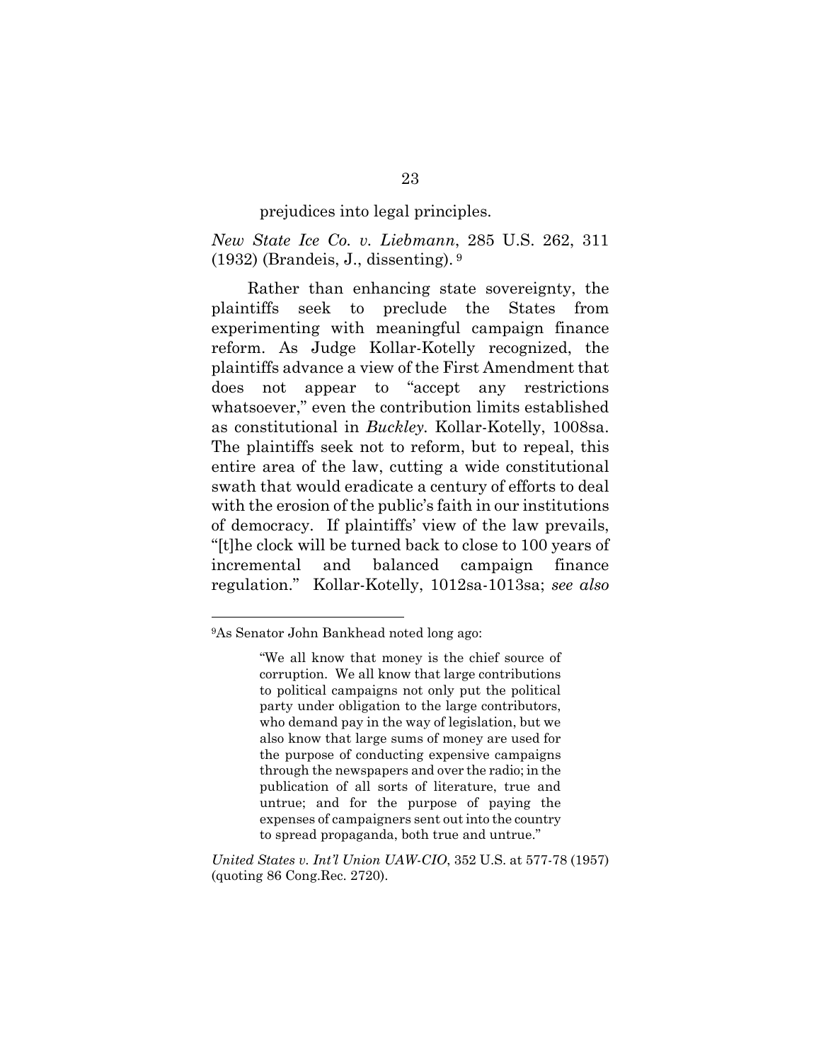prejudices into legal principles.

*New State Ice Co. v. Liebmann*, 285 U.S. 262, 311 (1932) (Brandeis, J., dissenting). [9]

Rather than enhancing state sovereignty, the plaintiffs seek to preclude the States from experimenting with meaningful campaign finance reform. As Judge Kollar-Kotelly recognized, the plaintiffs advance a view of the First Amendment that does not appear to "accept any restrictions whatsoever," even the contribution limits established as constitutional in *Buckley*. Kollar-Kotelly, 1008sa. The plaintiffs seek not to reform, but to repeal, this entire area of the law, cutting a wide constitutional swath that would eradicate a century of efforts to deal with the erosion of the public's faith in our institutions of democracy. If plaintiffs' view of the law prevails, "[t]he clock will be turned back to close to 100 years of incremental and balanced campaign finance regulation." Kollar-Kotelly, 1012sa-1013sa; *see also*

---

[9]As Senator John Bankhead noted long ago:

> "We all know that money is the chief source of corruption. We all know that large contributions to political campaigns not only put the political party under obligation to the large contributors, who demand pay in the way of legislation, but we also know that large sums of money are used for the purpose of conducting expensive campaigns through the newspapers and over the radio; in the publication of all sorts of literature, true and untrue; and for the purpose of paying the expenses of campaigners sent out into the country to spread propaganda, both true and untrue."

*United States v. Int'l Union UAW-CIO*, 352 U.S. at 577-78 (1957) (quoting 86 Cong.Rec. 2720).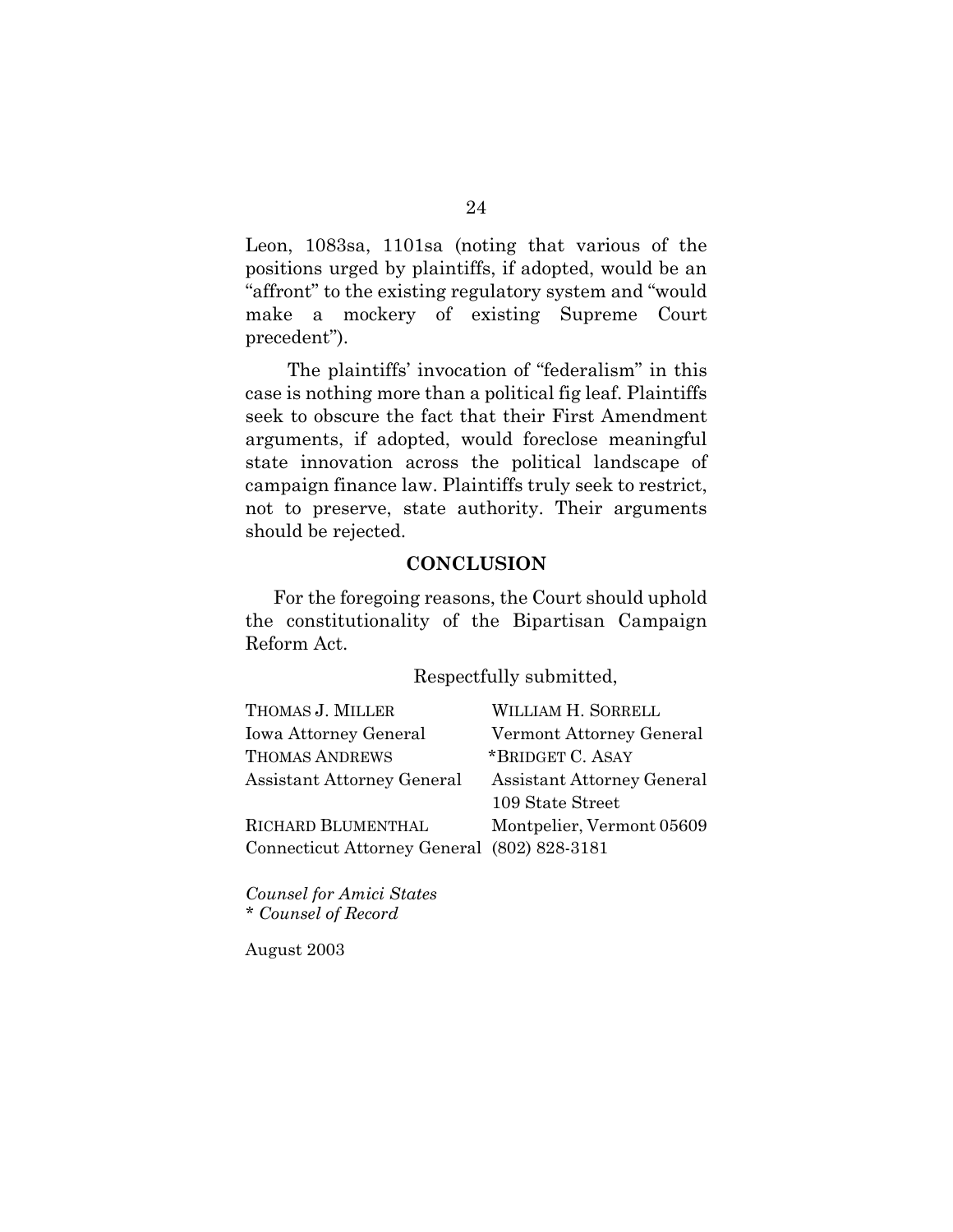Leon, 1083sa, 1101sa (noting that various of the positions urged by plaintiffs, if adopted, would be an "affront" to the existing regulatory system and "would make a mockery of existing Supreme Court precedent").

The plaintiffs' invocation of "federalism" in this case is nothing more than a political fig leaf. Plaintiffs seek to obscure the fact that their First Amendment arguments, if adopted, would foreclose meaningful state innovation across the political landscape of campaign finance law. Plaintiffs truly seek to restrict, not to preserve, state authority. Their arguments should be rejected.

## CONCLUSION

For the foregoing reasons, the Court should uphold the constitutionality of the Bipartisan Campaign Reform Act.

Respectfully submitted,

THOMAS J. MILLER
Iowa Attorney General
THOMAS ANDREWS
Assistant Attorney General

RICHARD BLUMENTHAL
Connecticut Attorney General

WILLIAM H. SORRELL
Vermont Attorney General
*BRIDGET C. ASAY
Assistant Attorney General
109 State Street
Montpelier, Vermont 05609
(802) 828-3181

*Counsel for Amici States*
\* *Counsel of Record*

August 2003